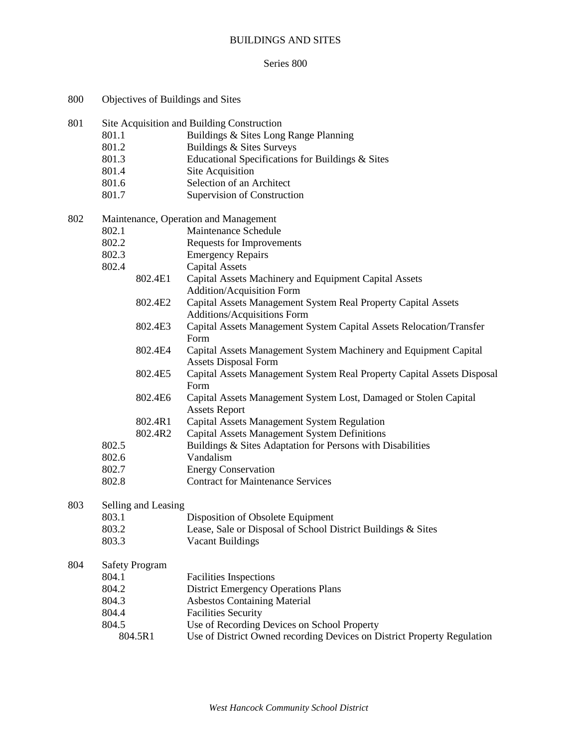# BUILDINGS AND SITES

## Series 800

800 Objectives of Buildings and Sites

801 Site Acquisition and Building Construction
- 801.1 Buildings & Sites Long Range Planning
- 801.2 Buildings & Sites Surveys
- 801.3 Educational Specifications for Buildings & Sites
- 801.4 Site Acquisition
- 801.6 Selection of an Architect
- 801.7 Supervision of Construction

802 Maintenance, Operation and Management
- 802.1 Maintenance Schedule
- 802.2 Requests for Improvements
- 802.3 Emergency Repairs
- 802.4 Capital Assets
  - 802.4E1 Capital Assets Machinery and Equipment Capital Assets Addition/Acquisition Form
  - 802.4E2 Capital Assets Management System Real Property Capital Assets Additions/Acquisitions Form
  - 802.4E3 Capital Assets Management System Capital Assets Relocation/Transfer Form
  - 802.4E4 Capital Assets Management System Machinery and Equipment Capital Assets Disposal Form
  - 802.4E5 Capital Assets Management System Real Property Capital Assets Disposal Form
  - 802.4E6 Capital Assets Management System Lost, Damaged or Stolen Capital Assets Report
  - 802.4R1 Capital Assets Management System Regulation
  - 802.4R2 Capital Assets Management System Definitions
- 802.5 Buildings & Sites Adaptation for Persons with Disabilities
- 802.6 Vandalism
- 802.7 Energy Conservation
- 802.8 Contract for Maintenance Services

803 Selling and Leasing
- 803.1 Disposition of Obsolete Equipment
- 803.2 Lease, Sale or Disposal of School District Buildings & Sites
- 803.3 Vacant Buildings

804 Safety Program
- 804.1 Facilities Inspections
- 804.2 District Emergency Operations Plans
- 804.3 Asbestos Containing Material
- 804.4 Facilities Security
- 804.5 Use of Recording Devices on School Property
  - 804.5R1 Use of District Owned recording Devices on District Property Regulation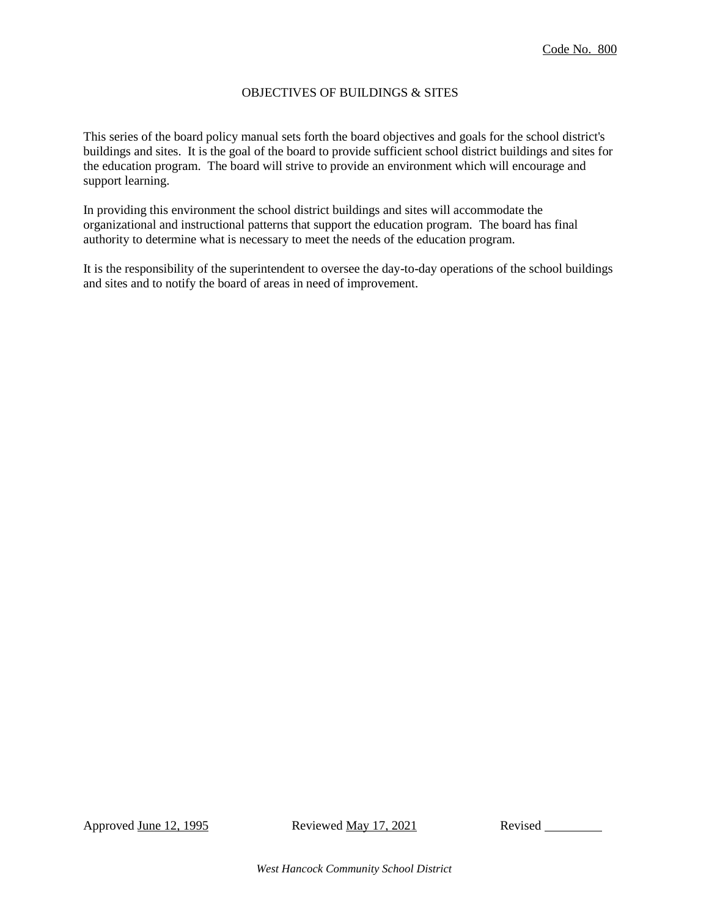Code No. 800

# OBJECTIVES OF BUILDINGS & SITES

This series of the board policy manual sets forth the board objectives and goals for the school district's buildings and sites. It is the goal of the board to provide sufficient school district buildings and sites for the education program. The board will strive to provide an environment which will encourage and support learning.

In providing this environment the school district buildings and sites will accommodate the organizational and instructional patterns that support the education program. The board has final authority to determine what is necessary to meet the needs of the education program.

It is the responsibility of the superintendent to oversee the day-to-day operations of the school buildings and sites and to notify the board of areas in need of improvement.

Approved June 12, 1995 Reviewed May 17, 2021 Revised \_\_\_\_\_\_\_\_\_

*West Hancock Community School District*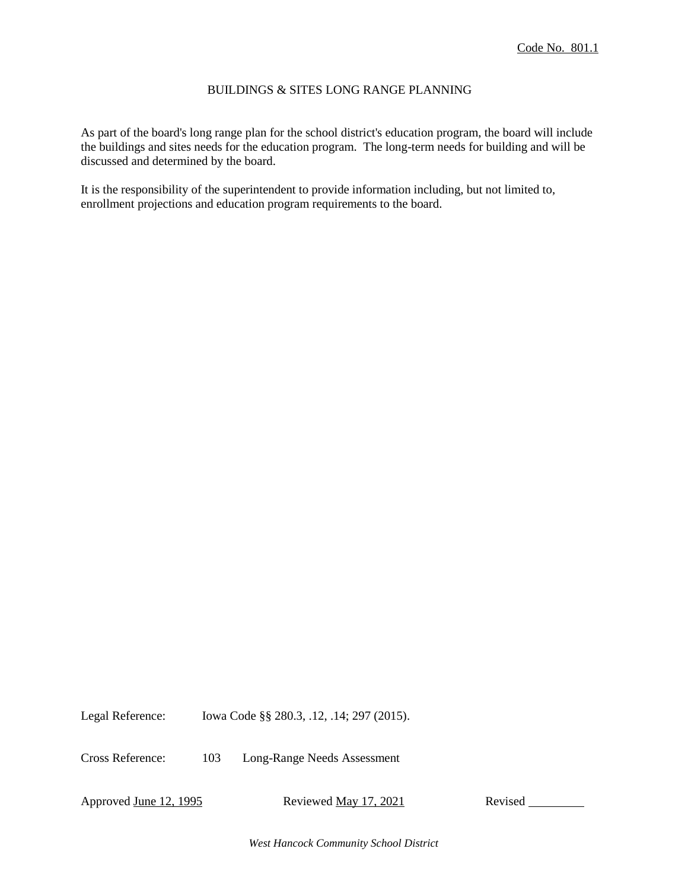Code No. 801.1

# BUILDINGS & SITES LONG RANGE PLANNING

As part of the board's long range plan for the school district's education program, the board will include the buildings and sites needs for the education program. The long-term needs for building and will be discussed and determined by the board.

It is the responsibility of the superintendent to provide information including, but not limited to, enrollment projections and education program requirements to the board.

Legal Reference: Iowa Code §§ 280.3, .12, .14; 297 (2015).

Cross Reference: 103 Long-Range Needs Assessment

Approved June 12, 1995 Reviewed May 17, 2021 Revised ________

*West Hancock Community School District*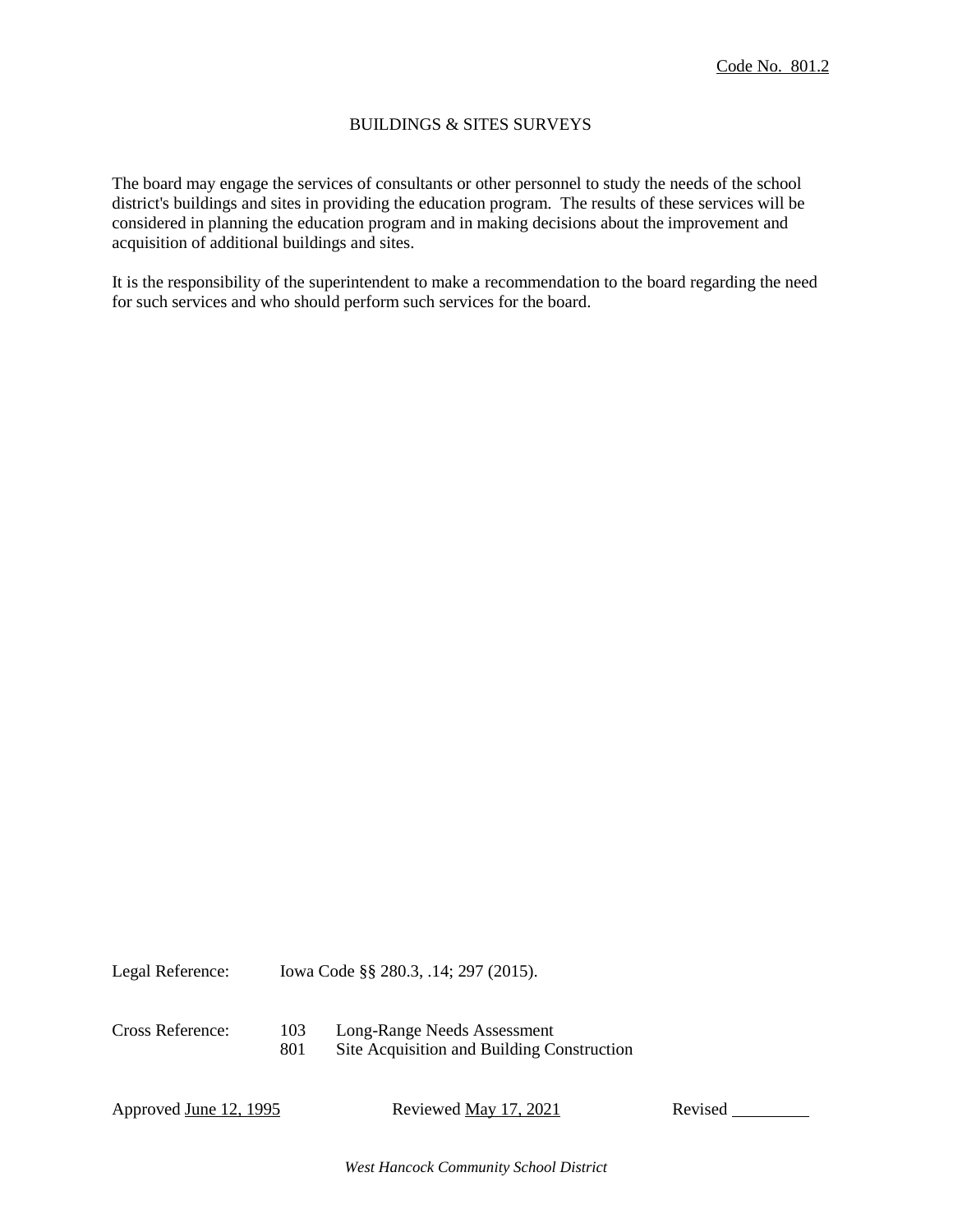Code No. 801.2

# BUILDINGS & SITES SURVEYS

The board may engage the services of consultants or other personnel to study the needs of the school district's buildings and sites in providing the education program. The results of these services will be considered in planning the education program and in making decisions about the improvement and acquisition of additional buildings and sites.

It is the responsibility of the superintendent to make a recommendation to the board regarding the need for such services and who should perform such services for the board.

Legal Reference: Iowa Code §§ 280.3, .14; 297 (2015).

Cross Reference:
- 103 Long-Range Needs Assessment
- 801 Site Acquisition and Building Construction

Approved June 12, 1995    Reviewed May 17, 2021    Revised ________

*West Hancock Community School District*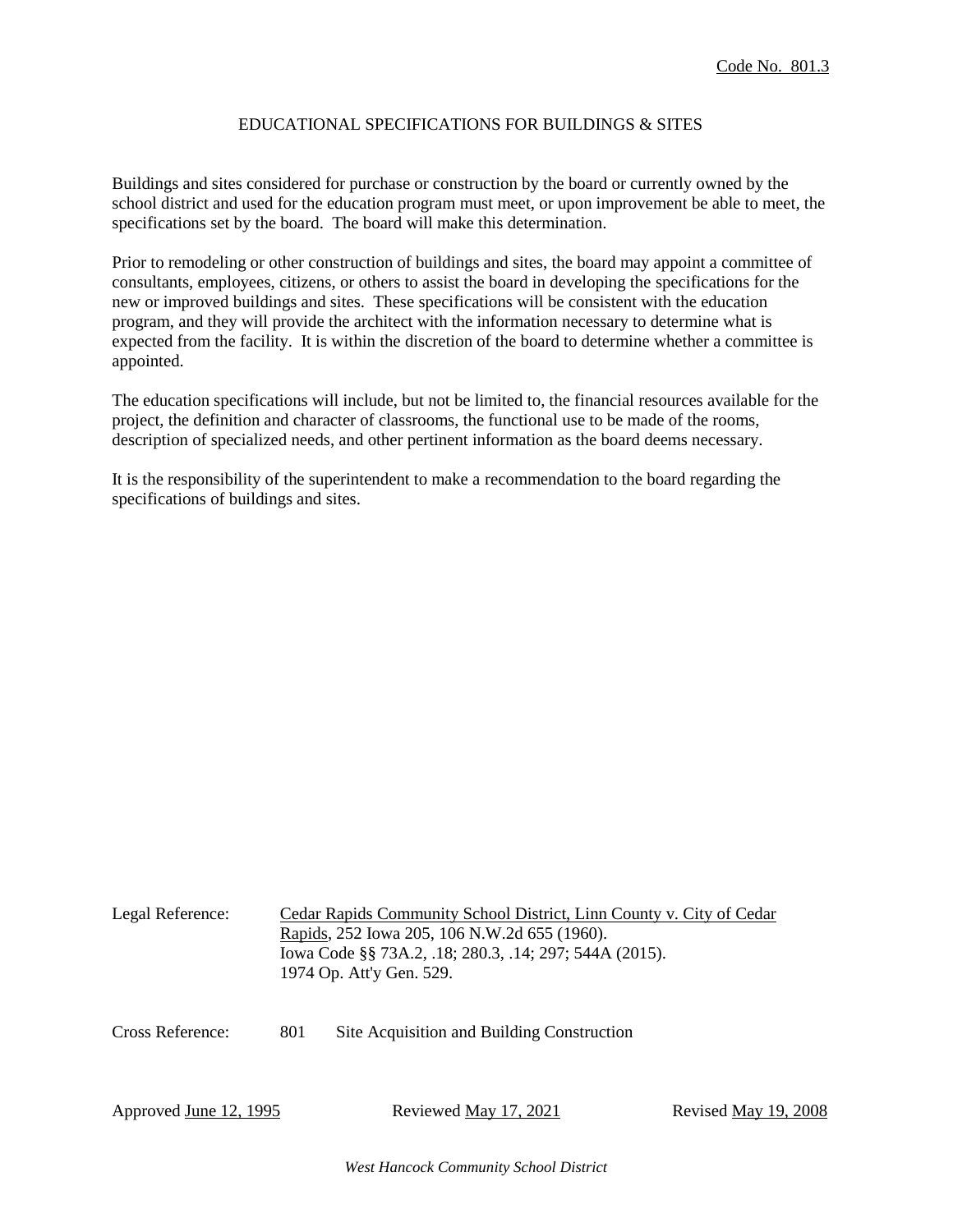Code No. 801.3

# EDUCATIONAL SPECIFICATIONS FOR BUILDINGS & SITES

Buildings and sites considered for purchase or construction by the board or currently owned by the school district and used for the education program must meet, or upon improvement be able to meet, the specifications set by the board. The board will make this determination.

Prior to remodeling or other construction of buildings and sites, the board may appoint a committee of consultants, employees, citizens, or others to assist the board in developing the specifications for the new or improved buildings and sites. These specifications will be consistent with the education program, and they will provide the architect with the information necessary to determine what is expected from the facility. It is within the discretion of the board to determine whether a committee is appointed.

The education specifications will include, but not be limited to, the financial resources available for the project, the definition and character of classrooms, the functional use to be made of the rooms, description of specialized needs, and other pertinent information as the board deems necessary.

It is the responsibility of the superintendent to make a recommendation to the board regarding the specifications of buildings and sites.

Legal Reference: Cedar Rapids Community School District, Linn County v. City of Cedar Rapids, 252 Iowa 205, 106 N.W.2d 655 (1960).
Iowa Code §§ 73A.2, .18; 280.3, .14; 297; 544A (2015).
1974 Op. Att'y Gen. 529.

Cross Reference: 801 Site Acquisition and Building Construction

Approved June 12, 1995 | Reviewed May 17, 2021 | Revised May 19, 2008

*West Hancock Community School District*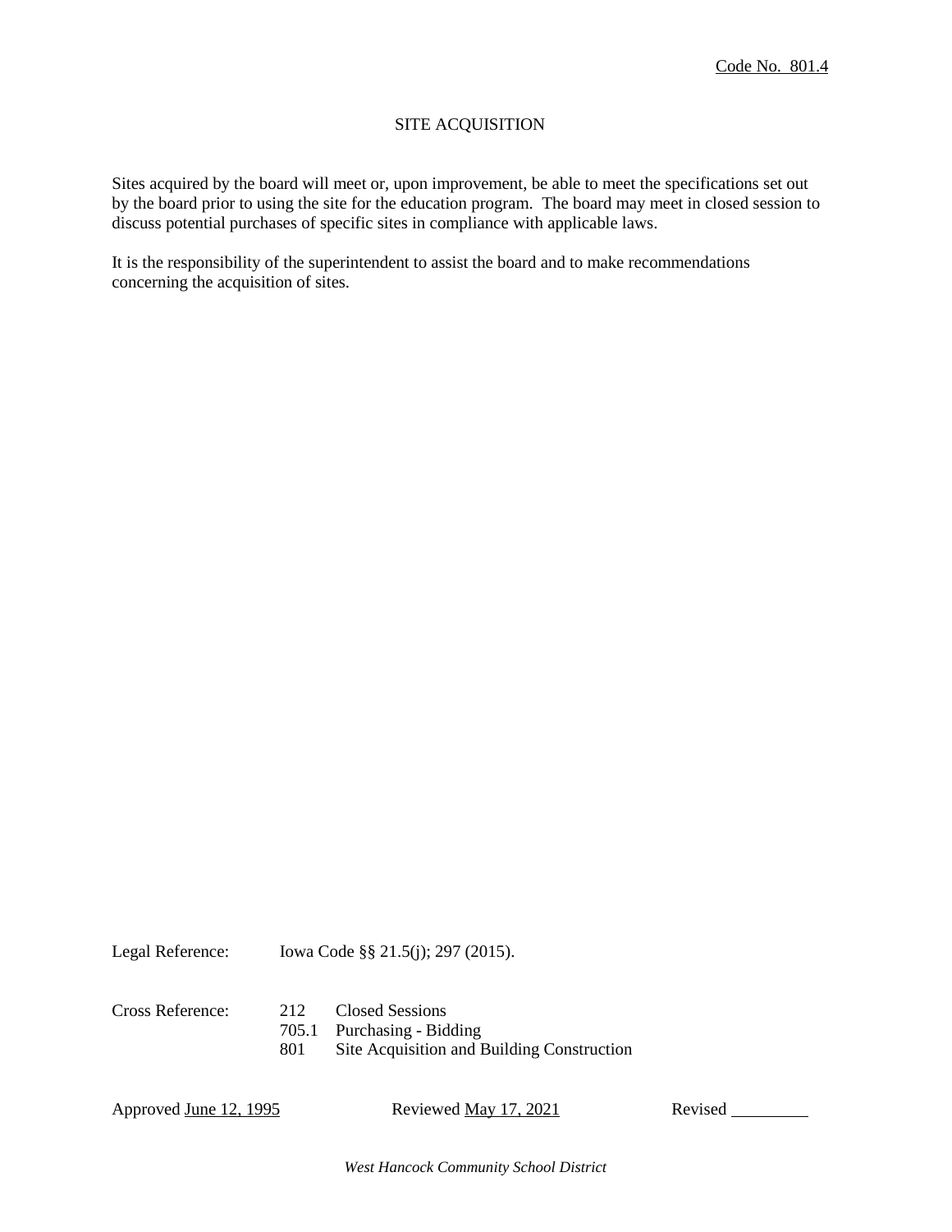Code No. 801.4

# SITE ACQUISITION

Sites acquired by the board will meet or, upon improvement, be able to meet the specifications set out by the board prior to using the site for the education program. The board may meet in closed session to discuss potential purchases of specific sites in compliance with applicable laws.

It is the responsibility of the superintendent to assist the board and to make recommendations concerning the acquisition of sites.

Legal Reference: Iowa Code §§ 21.5(j); 297 (2015).

Cross Reference:
- 212 Closed Sessions
- 705.1 Purchasing - Bidding
- 801 Site Acquisition and Building Construction

Approved June 12, 1995 Reviewed May 17, 2021 Revised ________

*West Hancock Community School District*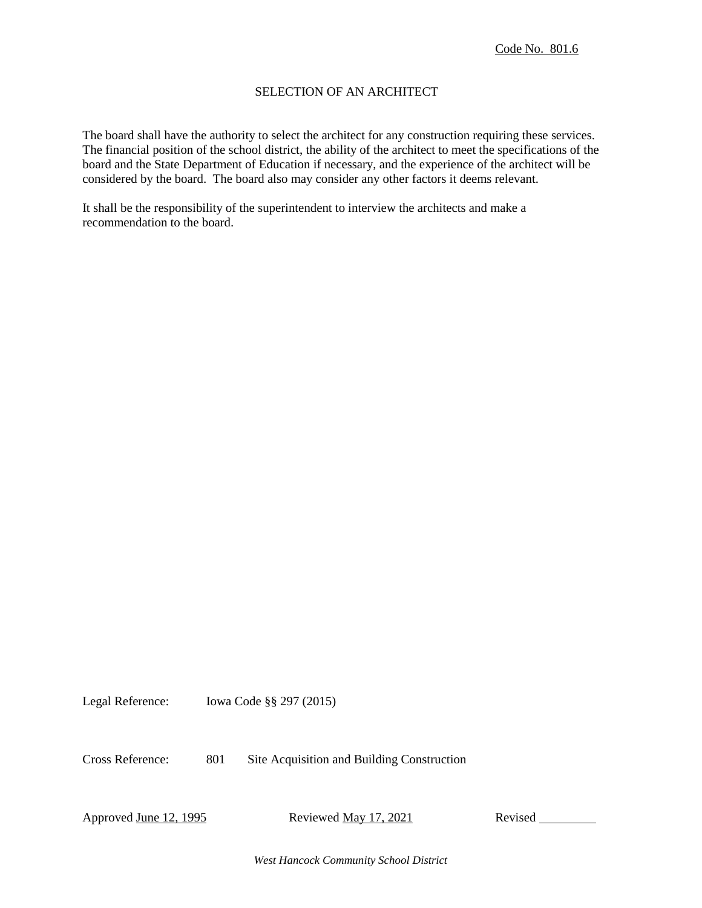Code No. 801.6

# SELECTION OF AN ARCHITECT

The board shall have the authority to select the architect for any construction requiring these services. The financial position of the school district, the ability of the architect to meet the specifications of the board and the State Department of Education if necessary, and the experience of the architect will be considered by the board. The board also may consider any other factors it deems relevant.

It shall be the responsibility of the superintendent to interview the architects and make a recommendation to the board.

Legal Reference: Iowa Code §§ 297 (2015)

Cross Reference: 801 Site Acquisition and Building Construction

Approved June 12, 1995 Reviewed May 17, 2021 Revised _________

*West Hancock Community School District*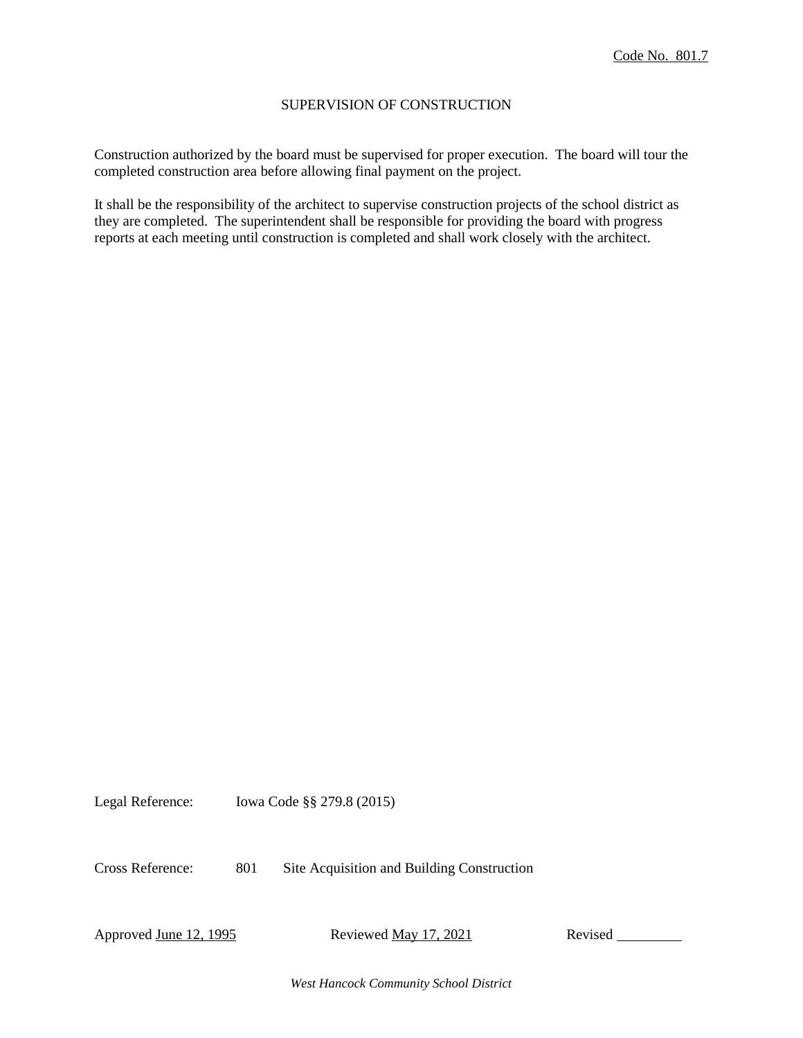Code No. 801.7

# SUPERVISION OF CONSTRUCTION

Construction authorized by the board must be supervised for proper execution. The board will tour the completed construction area before allowing final payment on the project.

It shall be the responsibility of the architect to supervise construction projects of the school district as they are completed. The superintendent shall be responsible for providing the board with progress reports at each meeting until construction is completed and shall work closely with the architect.

Legal Reference: Iowa Code §§ 279.8 (2015)

Cross Reference: 801 Site Acquisition and Building Construction

Approved June 12, 1995 Reviewed May 17, 2021 Revised \_\_\_\_\_\_\_\_\_

*West Hancock Community School District*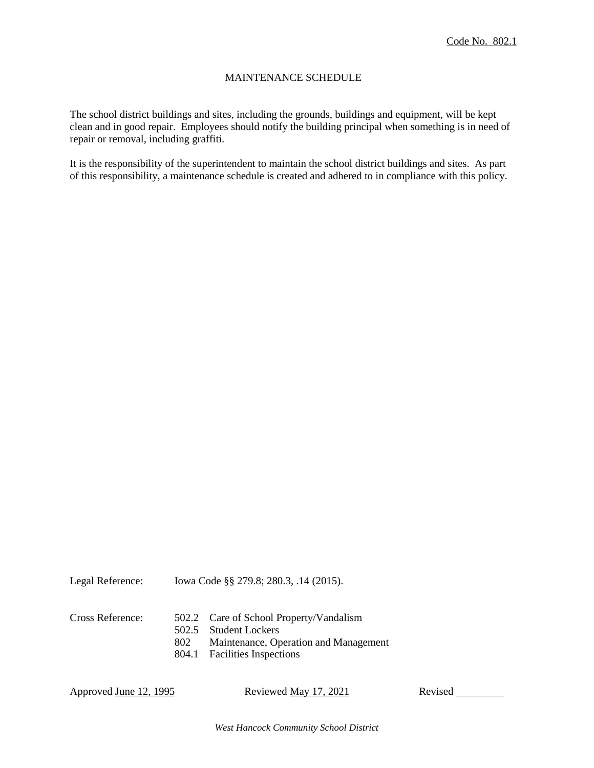Code No. 802.1

# MAINTENANCE SCHEDULE

The school district buildings and sites, including the grounds, buildings and equipment, will be kept clean and in good repair. Employees should notify the building principal when something is in need of repair or removal, including graffiti.

It is the responsibility of the superintendent to maintain the school district buildings and sites. As part of this responsibility, a maintenance schedule is created and adhered to in compliance with this policy.

Legal Reference: Iowa Code §§ 279.8; 280.3, .14 (2015).

Cross Reference:
- 502.2 Care of School Property/Vandalism
- 502.5 Student Lockers
- 802 Maintenance, Operation and Management
- 804.1 Facilities Inspections

Approved June 12, 1995 Reviewed May 17, 2021 Revised _________

*West Hancock Community School District*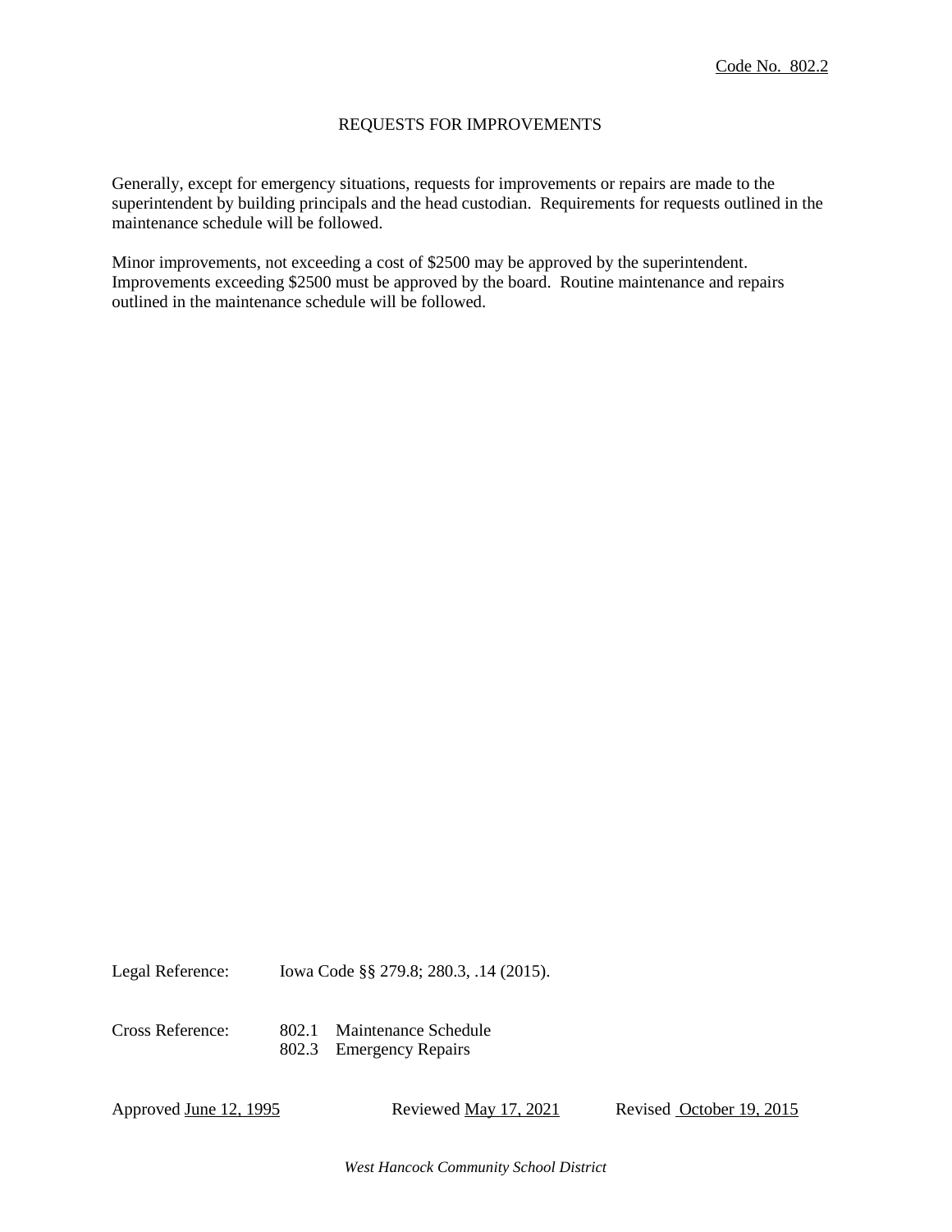Code No. 802.2

# REQUESTS FOR IMPROVEMENTS

Generally, except for emergency situations, requests for improvements or repairs are made to the superintendent by building principals and the head custodian. Requirements for requests outlined in the maintenance schedule will be followed.

Minor improvements, not exceeding a cost of $2500 may be approved by the superintendent. Improvements exceeding $2500 must be approved by the board. Routine maintenance and repairs outlined in the maintenance schedule will be followed.

Legal Reference: Iowa Code §§ 279.8; 280.3, .14 (2015).

Cross Reference: 802.1 Maintenance Schedule
802.3 Emergency Repairs

Approved June 12, 1995 Reviewed May 17, 2021 Revised October 19, 2015

*West Hancock Community School District*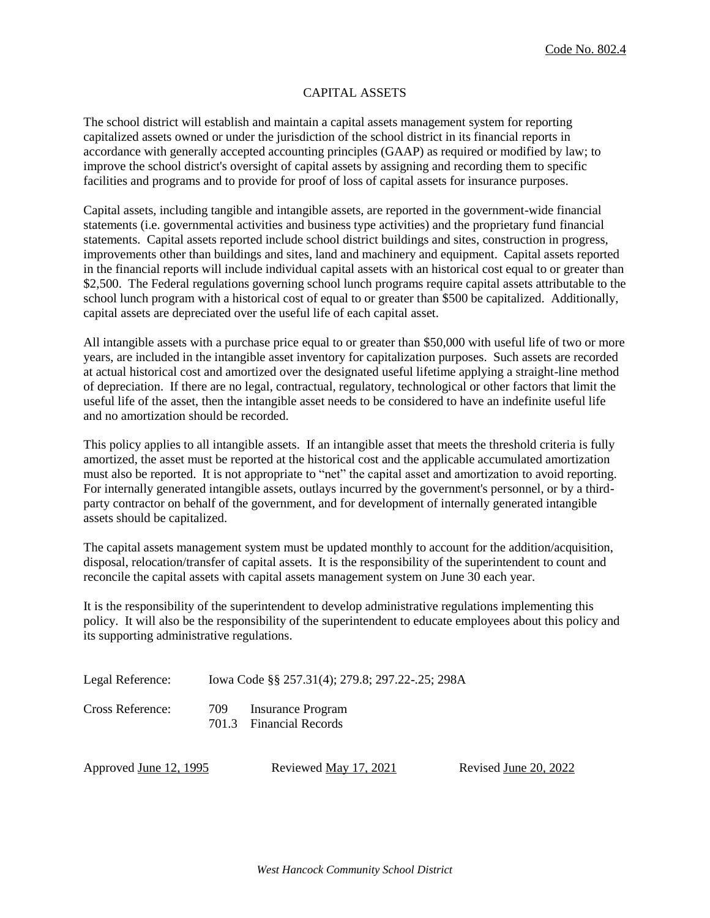Code No. 802.4

# CAPITAL ASSETS

The school district will establish and maintain a capital assets management system for reporting capitalized assets owned or under the jurisdiction of the school district in its financial reports in accordance with generally accepted accounting principles (GAAP) as required or modified by law; to improve the school district's oversight of capital assets by assigning and recording them to specific facilities and programs and to provide for proof of loss of capital assets for insurance purposes.

Capital assets, including tangible and intangible assets, are reported in the government-wide financial statements (i.e. governmental activities and business type activities) and the proprietary fund financial statements. Capital assets reported include school district buildings and sites, construction in progress, improvements other than buildings and sites, land and machinery and equipment. Capital assets reported in the financial reports will include individual capital assets with an historical cost equal to or greater than $2,500. The Federal regulations governing school lunch programs require capital assets attributable to the school lunch program with a historical cost of equal to or greater than $500 be capitalized. Additionally, capital assets are depreciated over the useful life of each capital asset.

All intangible assets with a purchase price equal to or greater than $50,000 with useful life of two or more years, are included in the intangible asset inventory for capitalization purposes. Such assets are recorded at actual historical cost and amortized over the designated useful lifetime applying a straight-line method of depreciation. If there are no legal, contractual, regulatory, technological or other factors that limit the useful life of the asset, then the intangible asset needs to be considered to have an indefinite useful life and no amortization should be recorded.

This policy applies to all intangible assets. If an intangible asset that meets the threshold criteria is fully amortized, the asset must be reported at the historical cost and the applicable accumulated amortization must also be reported. It is not appropriate to "net" the capital asset and amortization to avoid reporting. For internally generated intangible assets, outlays incurred by the government's personnel, or by a third-party contractor on behalf of the government, and for development of internally generated intangible assets should be capitalized.

The capital assets management system must be updated monthly to account for the addition/acquisition, disposal, relocation/transfer of capital assets. It is the responsibility of the superintendent to count and reconcile the capital assets with capital assets management system on June 30 each year.

It is the responsibility of the superintendent to develop administrative regulations implementing this policy. It will also be the responsibility of the superintendent to educate employees about this policy and its supporting administrative regulations.

Legal Reference: Iowa Code §§ 257.31(4); 279.8; 297.22-.25; 298A

Cross Reference: 709 Insurance Program
701.3 Financial Records

Approved June 12, 1995 Reviewed May 17, 2021 Revised June 20, 2022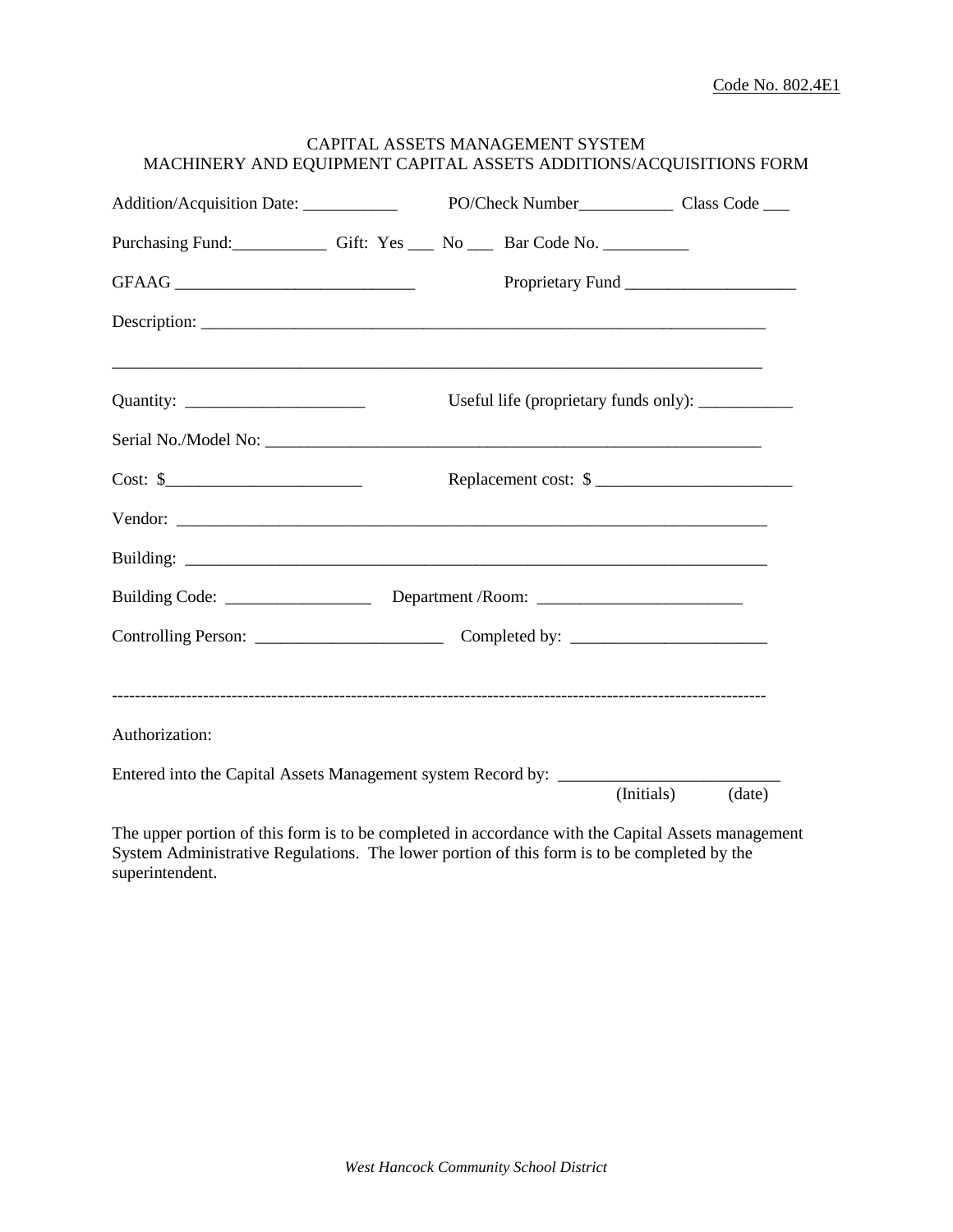Code No. 802.4E1

CAPITAL ASSETS MANAGEMENT SYSTEM
MACHINERY AND EQUIPMENT CAPITAL ASSETS ADDITIONS/ACQUISITIONS FORM

Addition/Acquisition Date: ___________ PO/Check Number___________ Class Code ___

Purchasing Fund:___________ Gift: Yes ___ No ___ Bar Code No. __________

GFAAG ____________________________ Proprietary Fund ____________________

Description: _____________________________________________________________________

_______________________________________________________________________________

Quantity: _____________________ Useful life (proprietary funds only): ___________

Serial No./Model No: ____________________________________________________________

Cost: $_______________________ Replacement cost: $ _______________________

Vendor: ________________________________________________________________________

Building: _______________________________________________________________________

Building Code: _________________ Department /Room: ________________________

Controlling Person: ______________________ Completed by: _______________________

---------------------------------------------------------------------------------------------------------------

Authorization:

Entered into the Capital Assets Management system Record by: _________________________
(Initials) (date)

The upper portion of this form is to be completed in accordance with the Capital Assets management System Administrative Regulations. The lower portion of this form is to be completed by the superintendent.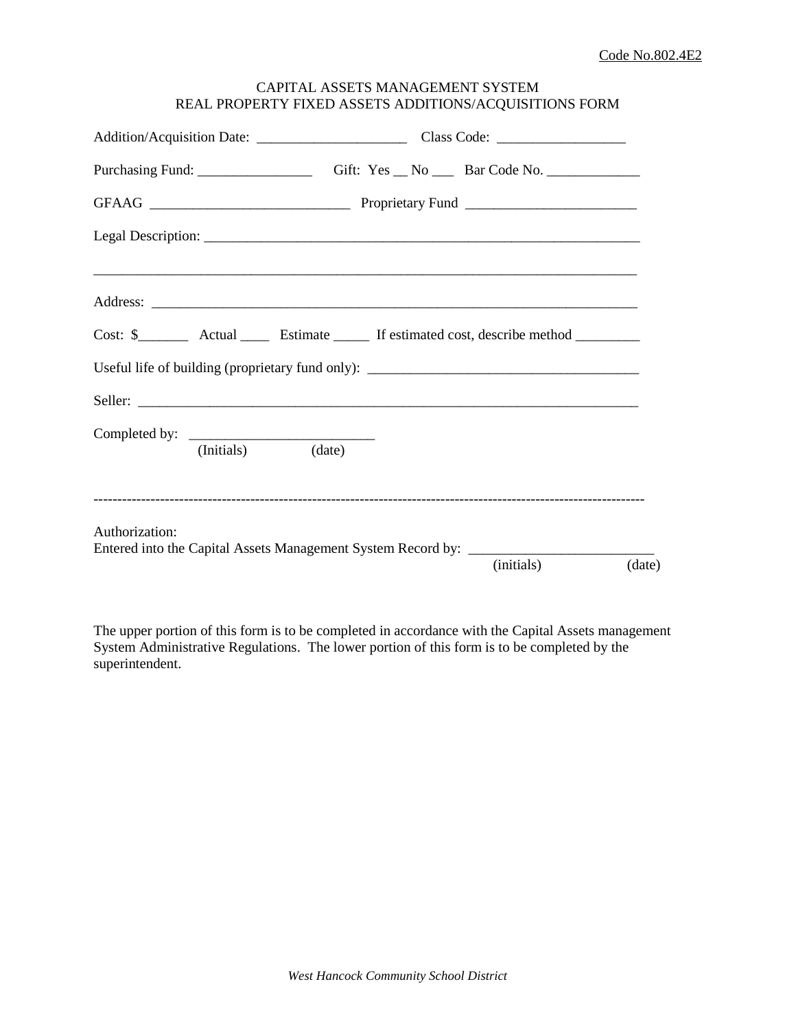Code No.802.4E2

# CAPITAL ASSETS MANAGEMENT SYSTEM
## REAL PROPERTY FIXED ASSETS ADDITIONS/ACQUISITIONS FORM

Addition/Acquisition Date: _____________________ Class Code: _________________

Purchasing Fund: ________________ Gift: Yes __ No ___ Bar Code No. _____________

GFAAG ____________________________ Proprietary Fund ________________________

Legal Description: _______________________________________________________________

_______________________________________________________________________________

Address: ________________________________________________________________________

Cost: $_______ Actual ____ Estimate _____ If estimated cost, describe method _________

Useful life of building (proprietary fund only): ______________________________________

Seller: __________________________________________________________________________

Completed by: __________________________
(Initials) (date)

---

Authorization:
Entered into the Capital Assets Management System Record by: __________________________
(initials) (date)

The upper portion of this form is to be completed in accordance with the Capital Assets management System Administrative Regulations. The lower portion of this form is to be completed by the superintendent.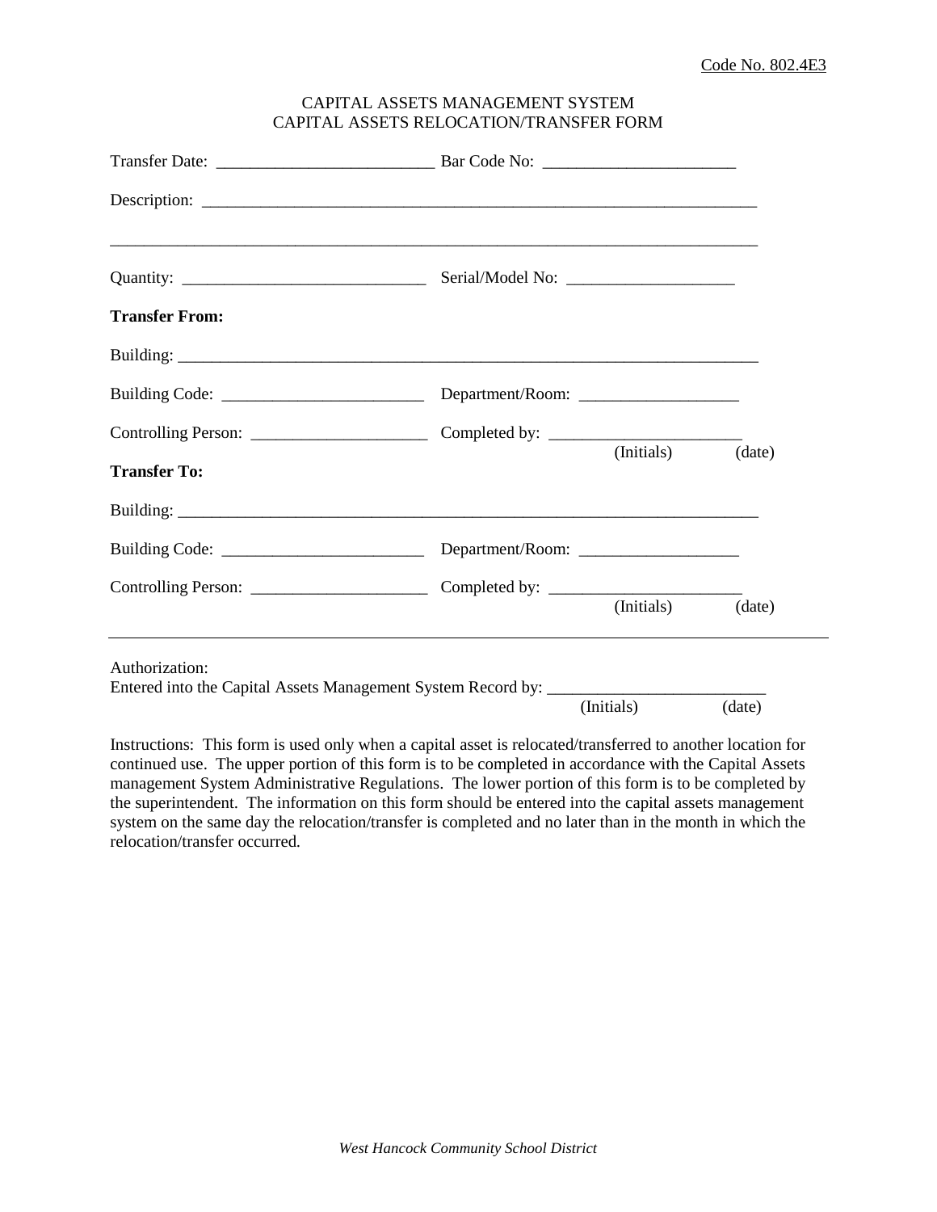Code No. 802.4E3

CAPITAL ASSETS MANAGEMENT SYSTEM
CAPITAL ASSETS RELOCATION/TRANSFER FORM

Transfer Date: __________________________ Bar Code No: _______________________

Description: _____________________________________________________________________

_______________________________________________________________________________

Quantity: ______________________________ Serial/Model No: ____________________

**Transfer From:**

Building: ________________________________________________________________________

Building Code: _________________________ Department/Room: ___________________

Controlling Person: _____________________ Completed by: _______________________
(Initials) (date)

**Transfer To:**

Building: ________________________________________________________________________

Building Code: _________________________ Department/Room: ___________________

Controlling Person: _____________________ Completed by: _______________________
(Initials) (date)

---

Authorization:
Entered into the Capital Assets Management System Record by: __________________________
(Initials) (date)

Instructions: This form is used only when a capital asset is relocated/transferred to another location for continued use. The upper portion of this form is to be completed in accordance with the Capital Assets management System Administrative Regulations. The lower portion of this form is to be completed by the superintendent. The information on this form should be entered into the capital assets management system on the same day the relocation/transfer is completed and no later than in the month in which the relocation/transfer occurred.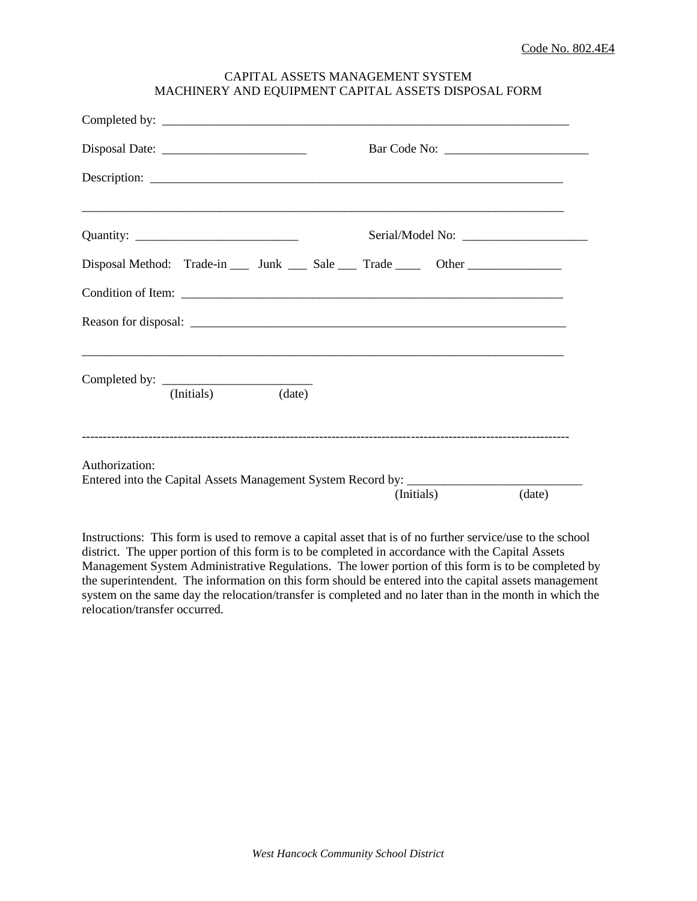Code No. 802.4E4

CAPITAL ASSETS MANAGEMENT SYSTEM
MACHINERY AND EQUIPMENT CAPITAL ASSETS DISPOSAL FORM

Completed by: ____________________________________________________________________

Disposal Date: ________________________ Bar Code No: ________________________

Description: ____________________________________________________________________

________________________________________________________________________________

Quantity: ___________________________ Serial/Model No: _____________________

Disposal Method: Trade-in ___ Junk ___ Sale ___ Trade ____ Other _______________

Condition of Item: ______________________________________________________________

Reason for disposal: ____________________________________________________________

________________________________________________________________________________

Completed by: _________________________
(Initials) (date)

---

Authorization:
Entered into the Capital Assets Management System Record by: _____________________________
(Initials) (date)

Instructions: This form is used to remove a capital asset that is of no further service/use to the school district. The upper portion of this form is to be completed in accordance with the Capital Assets Management System Administrative Regulations. The lower portion of this form is to be completed by the superintendent. The information on this form should be entered into the capital assets management system on the same day the relocation/transfer is completed and no later than in the month in which the relocation/transfer occurred.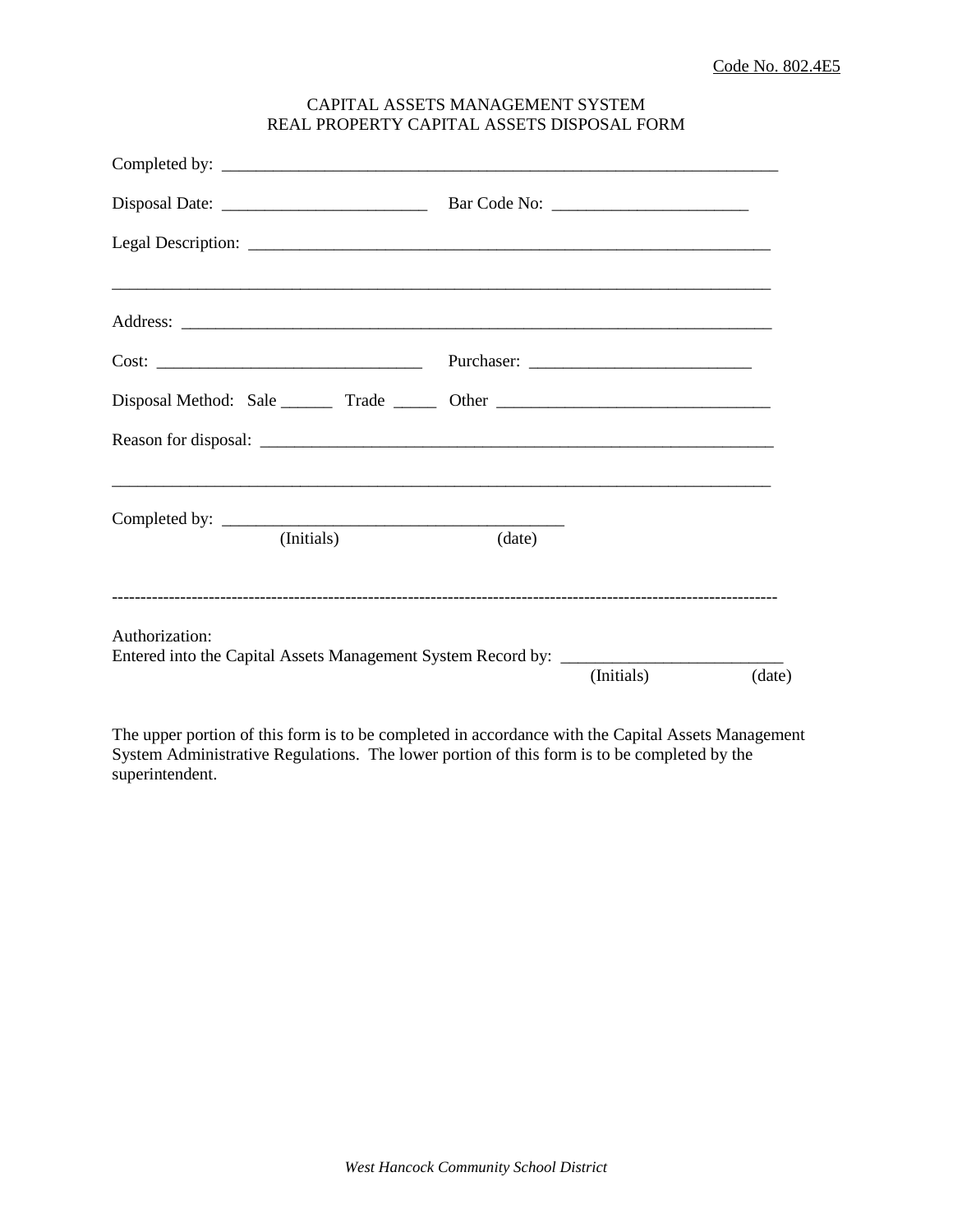Code No. 802.4E5

CAPITAL ASSETS MANAGEMENT SYSTEM
REAL PROPERTY CAPITAL ASSETS DISPOSAL FORM

Completed by: ____________________________________________________________________

Disposal Date: _________________________ Bar Code No: ________________________

Legal Description: _________________________________________________________________

_________________________________________________________________________________

Address: __________________________________________________________________________

Cost: ________________________________ Purchaser: ___________________________

Disposal Method: Sale ______ Trade _____ Other _________________________________

Reason for disposal: _______________________________________________________________

_________________________________________________________________________________

Completed by: _________________________________________
(Initials) (date)

--------------------------------------------------------------------------------------------------------------------

Authorization:
Entered into the Capital Assets Management System Record by: __________________________
(Initials) (date)

The upper portion of this form is to be completed in accordance with the Capital Assets Management System Administrative Regulations. The lower portion of this form is to be completed by the superintendent.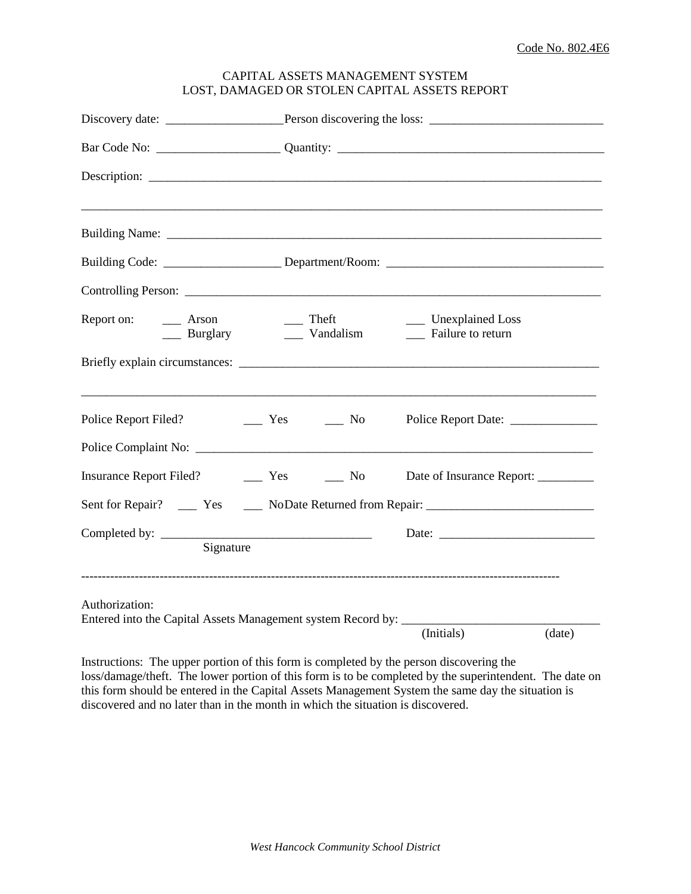Code No. 802.4E6

# CAPITAL ASSETS MANAGEMENT SYSTEM
## LOST, DAMAGED OR STOLEN CAPITAL ASSETS REPORT

Discovery date: ___________________Person discovering the loss: ___________________________

Bar Code No: ____________________ Quantity: ____________________________________________

Description: ___________________________________________________________________________

_______________________________________________________________________________________

Building Name: _________________________________________________________________________

Building Code: ___________________ Department/Room: ___________________________________

Controlling Person: ______________________________________________________________________

Report on: ___ Arson ___ Theft ___ Unexplained Loss
___ Burglary ___ Vandalism ___ Failure to return

Briefly explain circumstances: ____________________________________________________________

_______________________________________________________________________________________

Police Report Filed? ___ Yes ___ No Police Report Date: ______________

Police Complaint No: ____________________________________________________________________

Insurance Report Filed? ___ Yes ___ No Date of Insurance Report: _________

Sent for Repair? ___ Yes ___ NoDate Returned from Repair: ___________________________

Completed by: __________________________________ Date: _________________________
Signature

---------------------------------------------------------------------------------------------------------------------

Authorization:
Entered into the Capital Assets Management system Record by: ________________________________
(Initials) (date)

Instructions: The upper portion of this form is completed by the person discovering the loss/damage/theft. The lower portion of this form is to be completed by the superintendent. The date on this form should be entered in the Capital Assets Management System the same day the situation is discovered and no later than in the month in which the situation is discovered.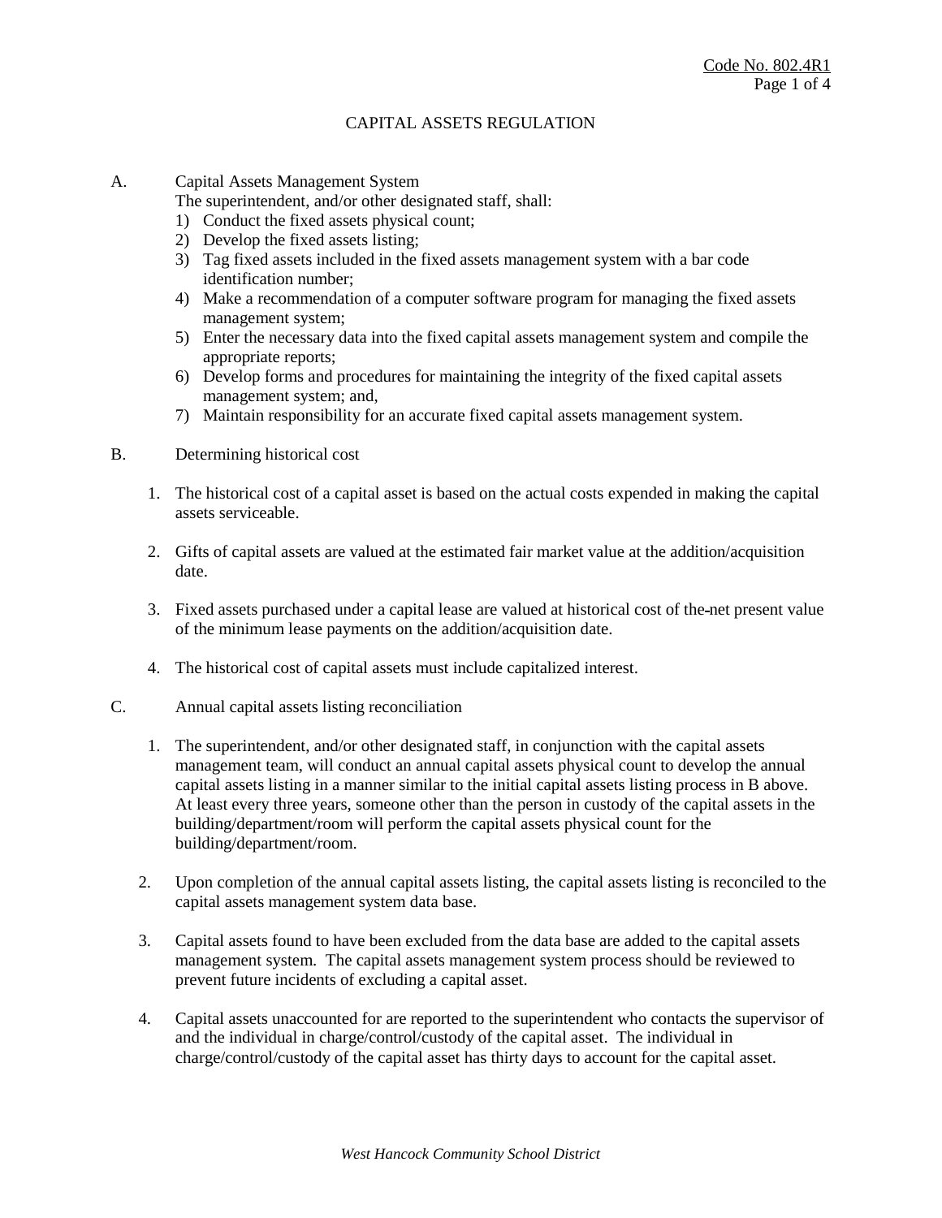# CAPITAL ASSETS REGULATION

A. Capital Assets Management System

The superintendent, and/or other designated staff, shall:

1) Conduct the fixed assets physical count;
2) Develop the fixed assets listing;
3) Tag fixed assets included in the fixed assets management system with a bar code identification number;
4) Make a recommendation of a computer software program for managing the fixed assets management system;
5) Enter the necessary data into the fixed capital assets management system and compile the appropriate reports;
6) Develop forms and procedures for maintaining the integrity of the fixed capital assets management system; and,
7) Maintain responsibility for an accurate fixed capital assets management system.

B. Determining historical cost

1. The historical cost of a capital asset is based on the actual costs expended in making the capital assets serviceable.

2. Gifts of capital assets are valued at the estimated fair market value at the addition/acquisition date.

3. Fixed assets purchased under a capital lease are valued at historical cost of the net present value of the minimum lease payments on the addition/acquisition date.

4. The historical cost of capital assets must include capitalized interest.

C. Annual capital assets listing reconciliation

1. The superintendent, and/or other designated staff, in conjunction with the capital assets management team, will conduct an annual capital assets physical count to develop the annual capital assets listing in a manner similar to the initial capital assets listing process in B above. At least every three years, someone other than the person in custody of the capital assets in the building/department/room will perform the capital assets physical count for the building/department/room.

2. Upon completion of the annual capital assets listing, the capital assets listing is reconciled to the capital assets management system data base.

3. Capital assets found to have been excluded from the data base are added to the capital assets management system. The capital assets management system process should be reviewed to prevent future incidents of excluding a capital asset.

4. Capital assets unaccounted for are reported to the superintendent who contacts the supervisor of and the individual in charge/control/custody of the capital asset. The individual in charge/control/custody of the capital asset has thirty days to account for the capital asset.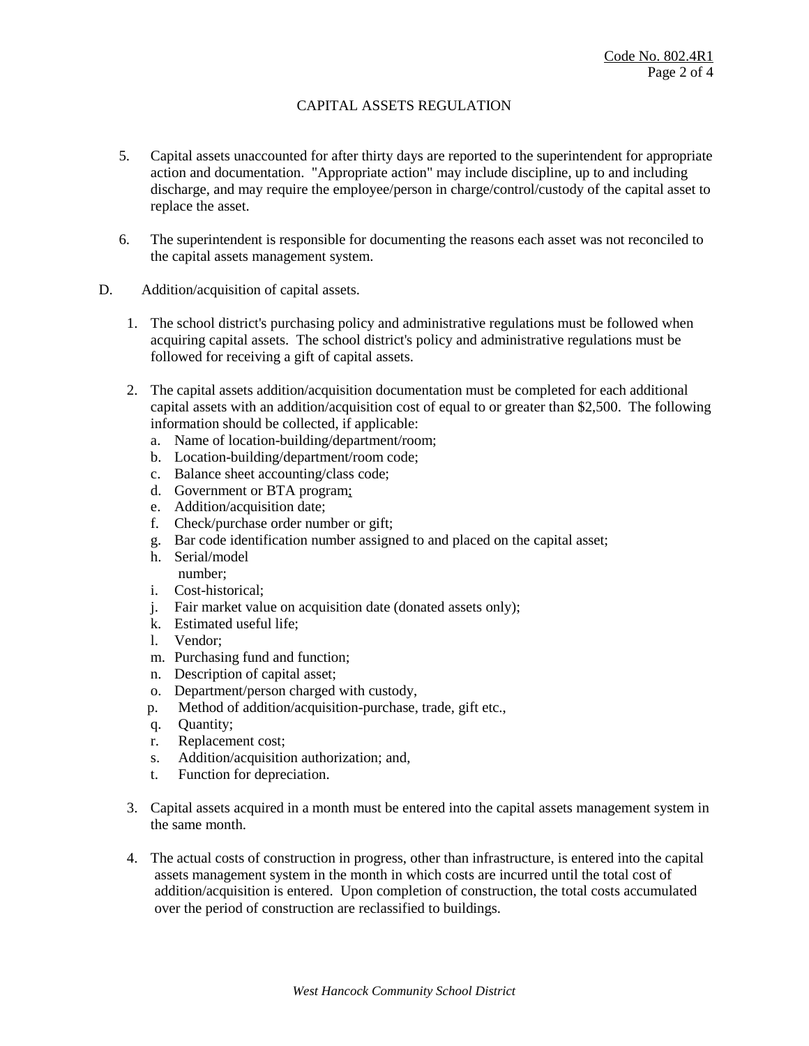CAPITAL ASSETS REGULATION

5. Capital assets unaccounted for after thirty days are reported to the superintendent for appropriate action and documentation. "Appropriate action" may include discipline, up to and including discharge, and may require the employee/person in charge/control/custody of the capital asset to replace the asset.

6. The superintendent is responsible for documenting the reasons each asset was not reconciled to the capital assets management system.

D. Addition/acquisition of capital assets.

1. The school district's purchasing policy and administrative regulations must be followed when acquiring capital assets. The school district's policy and administrative regulations must be followed for receiving a gift of capital assets.

2. The capital assets addition/acquisition documentation must be completed for each additional capital assets with an addition/acquisition cost of equal to or greater than $2,500. The following information should be collected, if applicable:
   a. Name of location-building/department/room;
   b. Location-building/department/room code;
   c. Balance sheet accounting/class code;
   d. Government or BTA program;
   e. Addition/acquisition date;
   f. Check/purchase order number or gift;
   g. Bar code identification number assigned to and placed on the capital asset;
   h. Serial/model number;
   i. Cost-historical;
   j. Fair market value on acquisition date (donated assets only);
   k. Estimated useful life;
   l. Vendor;
   m. Purchasing fund and function;
   n. Description of capital asset;
   o. Department/person charged with custody,
   p. Method of addition/acquisition-purchase, trade, gift etc.,
   q. Quantity;
   r. Replacement cost;
   s. Addition/acquisition authorization; and,
   t. Function for depreciation.

3. Capital assets acquired in a month must be entered into the capital assets management system in the same month.

4. The actual costs of construction in progress, other than infrastructure, is entered into the capital assets management system in the month in which costs are incurred until the total cost of addition/acquisition is entered. Upon completion of construction, the total costs accumulated over the period of construction are reclassified to buildings.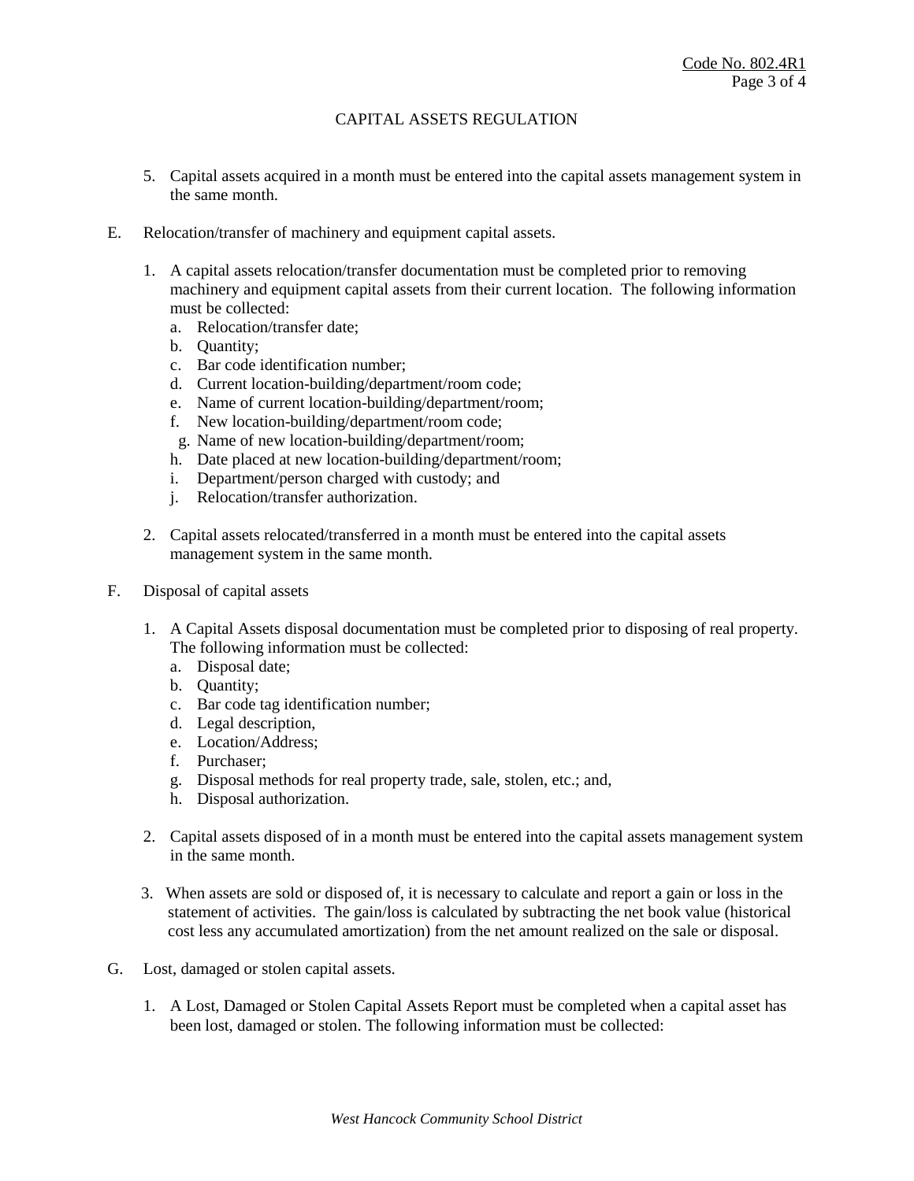CAPITAL ASSETS REGULATION

5. Capital assets acquired in a month must be entered into the capital assets management system in the same month.

E. Relocation/transfer of machinery and equipment capital assets.

1. A capital assets relocation/transfer documentation must be completed prior to removing machinery and equipment capital assets from their current location. The following information must be collected:
   a. Relocation/transfer date;
   b. Quantity;
   c. Bar code identification number;
   d. Current location-building/department/room code;
   e. Name of current location-building/department/room;
   f. New location-building/department/room code;
   g. Name of new location-building/department/room;
   h. Date placed at new location-building/department/room;
   i. Department/person charged with custody; and
   j. Relocation/transfer authorization.

2. Capital assets relocated/transferred in a month must be entered into the capital assets management system in the same month.

F. Disposal of capital assets

1. A Capital Assets disposal documentation must be completed prior to disposing of real property. The following information must be collected:
   a. Disposal date;
   b. Quantity;
   c. Bar code tag identification number;
   d. Legal description,
   e. Location/Address;
   f. Purchaser;
   g. Disposal methods for real property trade, sale, stolen, etc.; and,
   h. Disposal authorization.

2. Capital assets disposed of in a month must be entered into the capital assets management system in the same month.

3. When assets are sold or disposed of, it is necessary to calculate and report a gain or loss in the statement of activities. The gain/loss is calculated by subtracting the net book value (historical cost less any accumulated amortization) from the net amount realized on the sale or disposal.

G. Lost, damaged or stolen capital assets.

1. A Lost, Damaged or Stolen Capital Assets Report must be completed when a capital asset has been lost, damaged or stolen. The following information must be collected: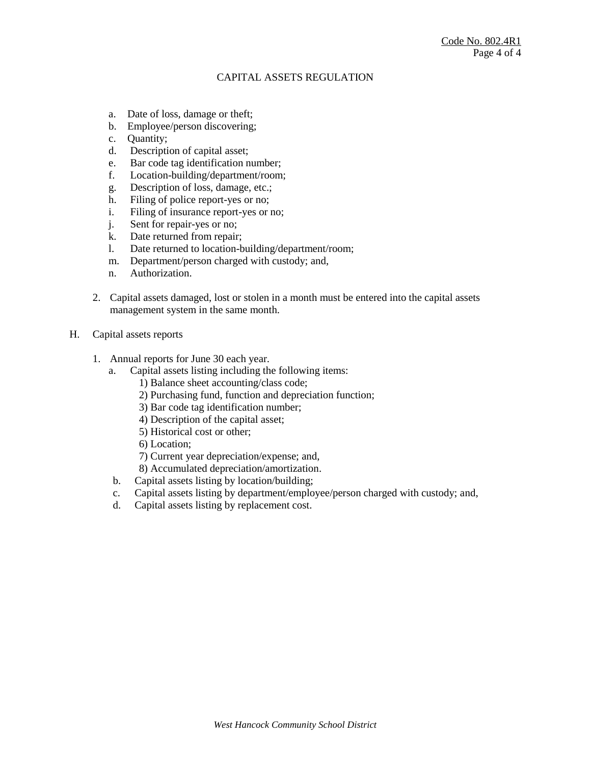CAPITAL ASSETS REGULATION

a. Date of loss, damage or theft;
b. Employee/person discovering;
c. Quantity;
d. Description of capital asset;
e. Bar code tag identification number;
f. Location-building/department/room;
g. Description of loss, damage, etc.;
h. Filing of police report-yes or no;
i. Filing of insurance report-yes or no;
j. Sent for repair-yes or no;
k. Date returned from repair;
l. Date returned to location-building/department/room;
m. Department/person charged with custody; and,
n. Authorization.

2. Capital assets damaged, lost or stolen in a month must be entered into the capital assets management system in the same month.

H. Capital assets reports

1. Annual reports for June 30 each year.
   a. Capital assets listing including the following items:
      1) Balance sheet accounting/class code;
      2) Purchasing fund, function and depreciation function;
      3) Bar code tag identification number;
      4) Description of the capital asset;
      5) Historical cost or other;
      6) Location;
      7) Current year depreciation/expense; and,
      8) Accumulated depreciation/amortization.
   b. Capital assets listing by location/building;
   c. Capital assets listing by department/employee/person charged with custody; and,
   d. Capital assets listing by replacement cost.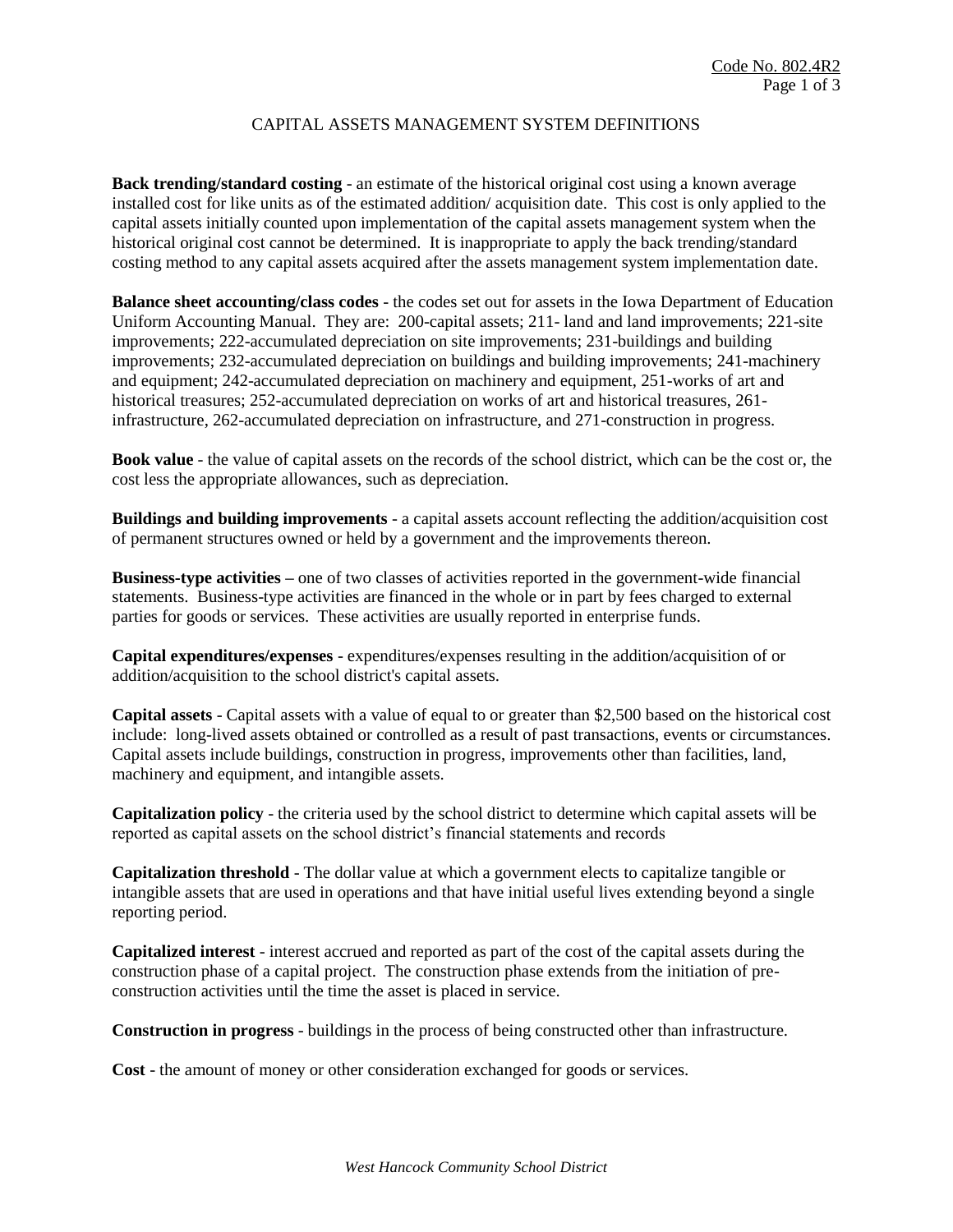# CAPITAL ASSETS MANAGEMENT SYSTEM DEFINITIONS

**Back trending/standard costing** - an estimate of the historical original cost using a known average installed cost for like units as of the estimated addition/ acquisition date. This cost is only applied to the capital assets initially counted upon implementation of the capital assets management system when the historical original cost cannot be determined. It is inappropriate to apply the back trending/standard costing method to any capital assets acquired after the assets management system implementation date.

**Balance sheet accounting/class codes** - the codes set out for assets in the Iowa Department of Education Uniform Accounting Manual. They are: 200-capital assets; 211- land and land improvements; 221-site improvements; 222-accumulated depreciation on site improvements; 231-buildings and building improvements; 232-accumulated depreciation on buildings and building improvements; 241-machinery and equipment; 242-accumulated depreciation on machinery and equipment, 251-works of art and historical treasures; 252-accumulated depreciation on works of art and historical treasures, 261-infrastructure, 262-accumulated depreciation on infrastructure, and 271-construction in progress.

**Book value** - the value of capital assets on the records of the school district, which can be the cost or, the cost less the appropriate allowances, such as depreciation.

**Buildings and building improvements** - a capital assets account reflecting the addition/acquisition cost of permanent structures owned or held by a government and the improvements thereon.

**Business-type activities –** one of two classes of activities reported in the government-wide financial statements. Business-type activities are financed in the whole or in part by fees charged to external parties for goods or services. These activities are usually reported in enterprise funds.

**Capital expenditures/expenses** - expenditures/expenses resulting in the addition/acquisition of or addition/acquisition to the school district's capital assets.

**Capital assets** - Capital assets with a value of equal to or greater than $2,500 based on the historical cost include: long-lived assets obtained or controlled as a result of past transactions, events or circumstances. Capital assets include buildings, construction in progress, improvements other than facilities, land, machinery and equipment, and intangible assets.

**Capitalization policy** - the criteria used by the school district to determine which capital assets will be reported as capital assets on the school district's financial statements and records

**Capitalization threshold** - The dollar value at which a government elects to capitalize tangible or intangible assets that are used in operations and that have initial useful lives extending beyond a single reporting period.

**Capitalized interest** - interest accrued and reported as part of the cost of the capital assets during the construction phase of a capital project. The construction phase extends from the initiation of pre-construction activities until the time the asset is placed in service.

**Construction in progress** - buildings in the process of being constructed other than infrastructure.

**Cost** - the amount of money or other consideration exchanged for goods or services.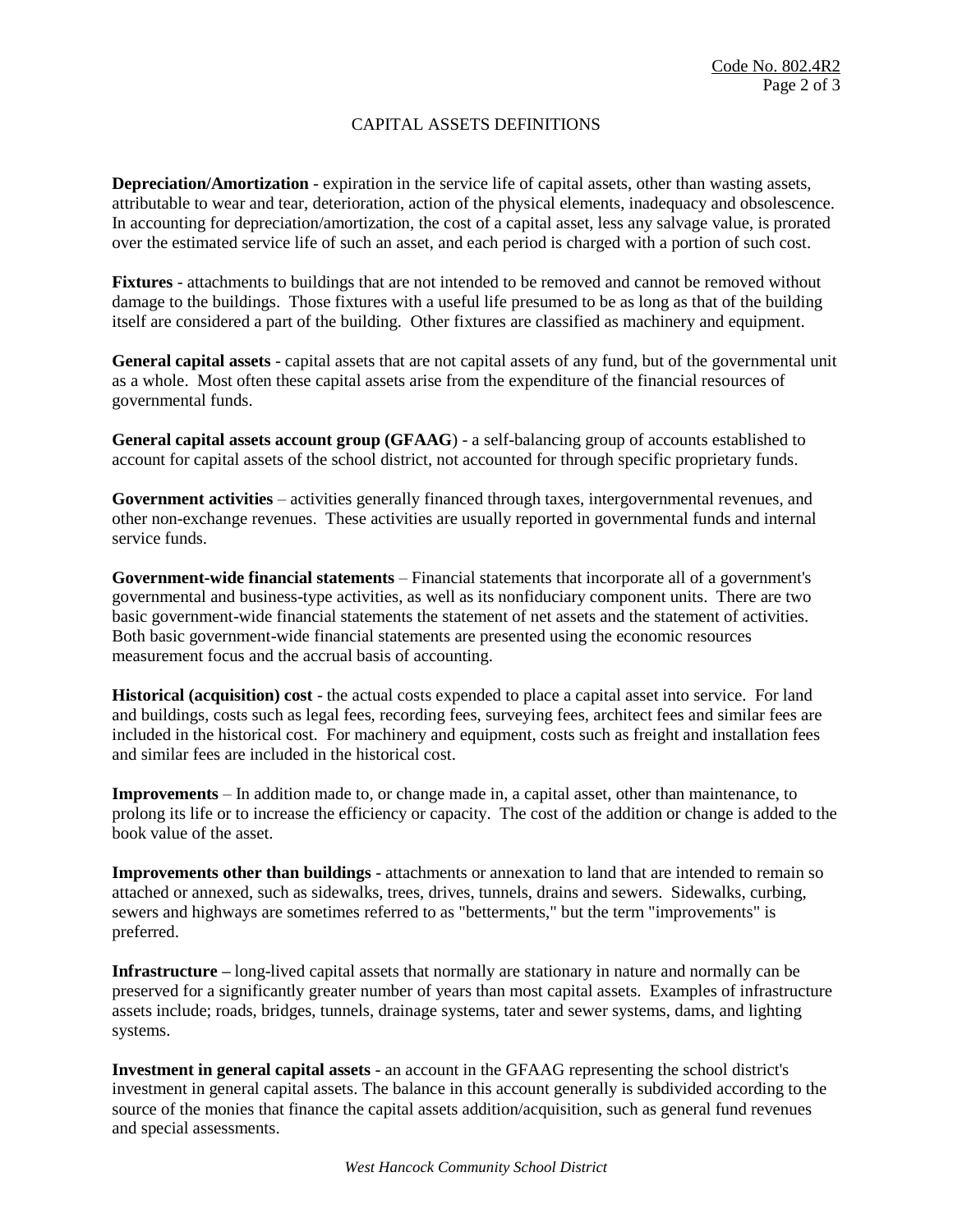## CAPITAL ASSETS DEFINITIONS

**Depreciation/Amortization** - expiration in the service life of capital assets, other than wasting assets, attributable to wear and tear, deterioration, action of the physical elements, inadequacy and obsolescence. In accounting for depreciation/amortization, the cost of a capital asset, less any salvage value, is prorated over the estimated service life of such an asset, and each period is charged with a portion of such cost.

**Fixtures** - attachments to buildings that are not intended to be removed and cannot be removed without damage to the buildings. Those fixtures with a useful life presumed to be as long as that of the building itself are considered a part of the building. Other fixtures are classified as machinery and equipment.

**General capital assets** - capital assets that are not capital assets of any fund, but of the governmental unit as a whole. Most often these capital assets arise from the expenditure of the financial resources of governmental funds.

**General capital assets account group (GFAAG**) - a self-balancing group of accounts established to account for capital assets of the school district, not accounted for through specific proprietary funds.

**Government activities** – activities generally financed through taxes, intergovernmental revenues, and other non-exchange revenues. These activities are usually reported in governmental funds and internal service funds.

**Government-wide financial statements** – Financial statements that incorporate all of a government's governmental and business-type activities, as well as its nonfiduciary component units. There are two basic government-wide financial statements the statement of net assets and the statement of activities. Both basic government-wide financial statements are presented using the economic resources measurement focus and the accrual basis of accounting.

**Historical (acquisition) cost** - the actual costs expended to place a capital asset into service. For land and buildings, costs such as legal fees, recording fees, surveying fees, architect fees and similar fees are included in the historical cost. For machinery and equipment, costs such as freight and installation fees and similar fees are included in the historical cost.

**Improvements** – In addition made to, or change made in, a capital asset, other than maintenance, to prolong its life or to increase the efficiency or capacity. The cost of the addition or change is added to the book value of the asset.

**Improvements other than buildings** - attachments or annexation to land that are intended to remain so attached or annexed, such as sidewalks, trees, drives, tunnels, drains and sewers. Sidewalks, curbing, sewers and highways are sometimes referred to as "betterments," but the term "improvements" is preferred.

**Infrastructure –** long-lived capital assets that normally are stationary in nature and normally can be preserved for a significantly greater number of years than most capital assets. Examples of infrastructure assets include; roads, bridges, tunnels, drainage systems, tater and sewer systems, dams, and lighting systems.

**Investment in general capital assets** - an account in the GFAAG representing the school district's investment in general capital assets. The balance in this account generally is subdivided according to the source of the monies that finance the capital assets addition/acquisition, such as general fund revenues and special assessments.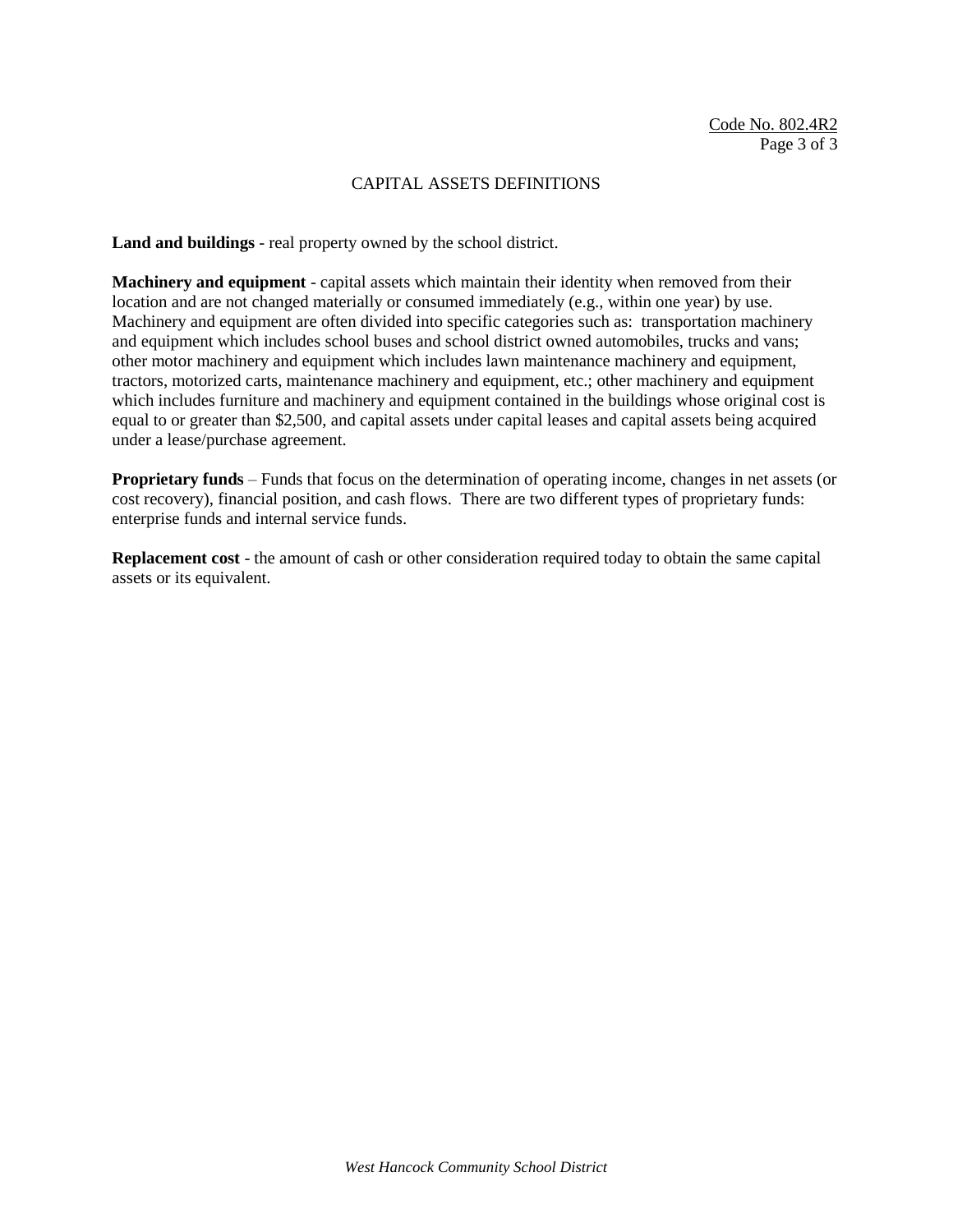## CAPITAL ASSETS DEFINITIONS

**Land and buildings** - real property owned by the school district.

**Machinery and equipment** - capital assets which maintain their identity when removed from their location and are not changed materially or consumed immediately (e.g., within one year) by use. Machinery and equipment are often divided into specific categories such as: transportation machinery and equipment which includes school buses and school district owned automobiles, trucks and vans; other motor machinery and equipment which includes lawn maintenance machinery and equipment, tractors, motorized carts, maintenance machinery and equipment, etc.; other machinery and equipment which includes furniture and machinery and equipment contained in the buildings whose original cost is equal to or greater than $2,500, and capital assets under capital leases and capital assets being acquired under a lease/purchase agreement.

**Proprietary funds** – Funds that focus on the determination of operating income, changes in net assets (or cost recovery), financial position, and cash flows. There are two different types of proprietary funds: enterprise funds and internal service funds.

**Replacement cost** - the amount of cash or other consideration required today to obtain the same capital assets or its equivalent.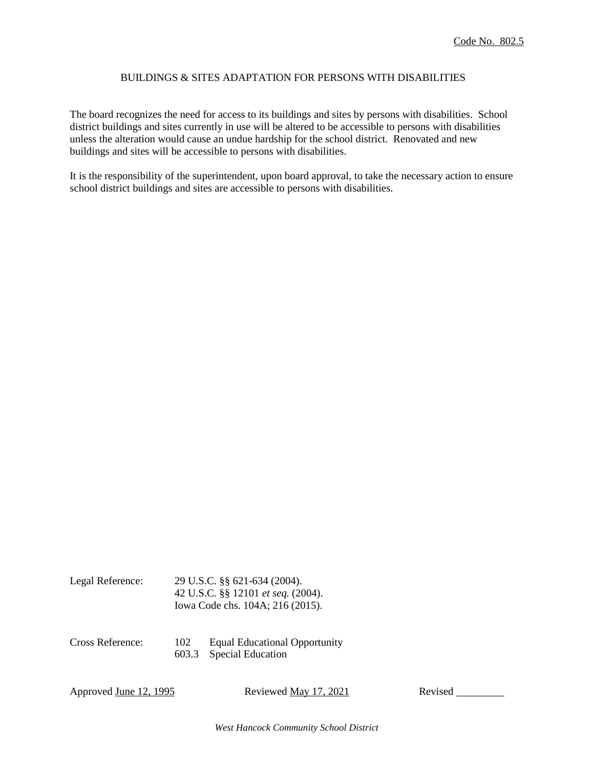Code No. 802.5

# BUILDINGS & SITES ADAPTATION FOR PERSONS WITH DISABILITIES

The board recognizes the need for access to its buildings and sites by persons with disabilities. School district buildings and sites currently in use will be altered to be accessible to persons with disabilities unless the alteration would cause an undue hardship for the school district. Renovated and new buildings and sites will be accessible to persons with disabilities.

It is the responsibility of the superintendent, upon board approval, to take the necessary action to ensure school district buildings and sites are accessible to persons with disabilities.

Legal Reference: 29 U.S.C. §§ 621-634 (2004).
42 U.S.C. §§ 12101 *et seq.* (2004).
Iowa Code chs. 104A; 216 (2015).

Cross Reference: 102 Equal Educational Opportunity
603.3 Special Education

Approved June 12, 1995 Reviewed May 17, 2021 Revised _________

*West Hancock Community School District*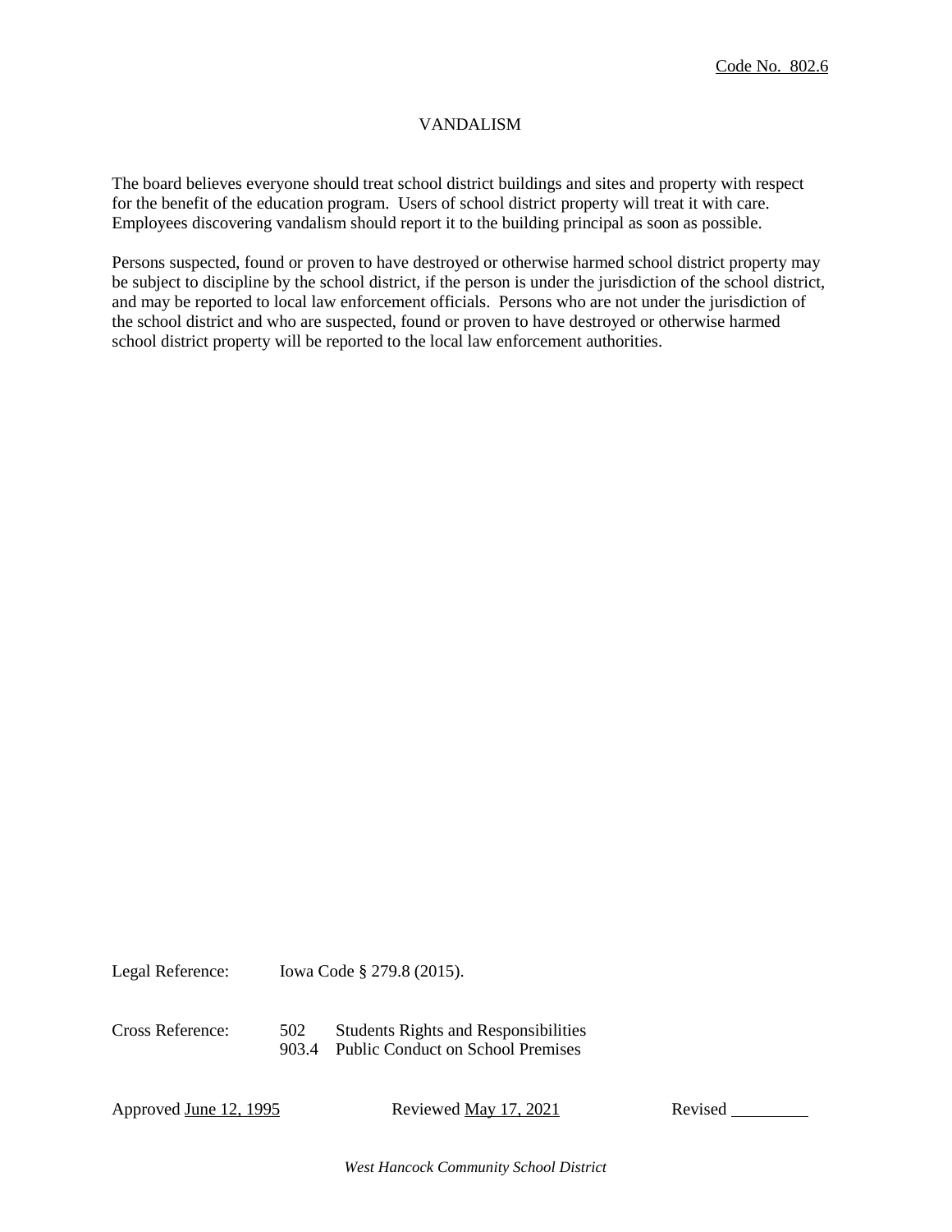Code No. 802.6

# VANDALISM

The board believes everyone should treat school district buildings and sites and property with respect for the benefit of the education program. Users of school district property will treat it with care. Employees discovering vandalism should report it to the building principal as soon as possible.

Persons suspected, found or proven to have destroyed or otherwise harmed school district property may be subject to discipline by the school district, if the person is under the jurisdiction of the school district, and may be reported to local law enforcement officials. Persons who are not under the jurisdiction of the school district and who are suspected, found or proven to have destroyed or otherwise harmed school district property will be reported to the local law enforcement authorities.

Legal Reference: Iowa Code § 279.8 (2015).

Cross Reference:
502 Students Rights and Responsibilities
903.4 Public Conduct on School Premises

Approved June 12, 1995 Reviewed May 17, 2021 Revised ________

*West Hancock Community School District*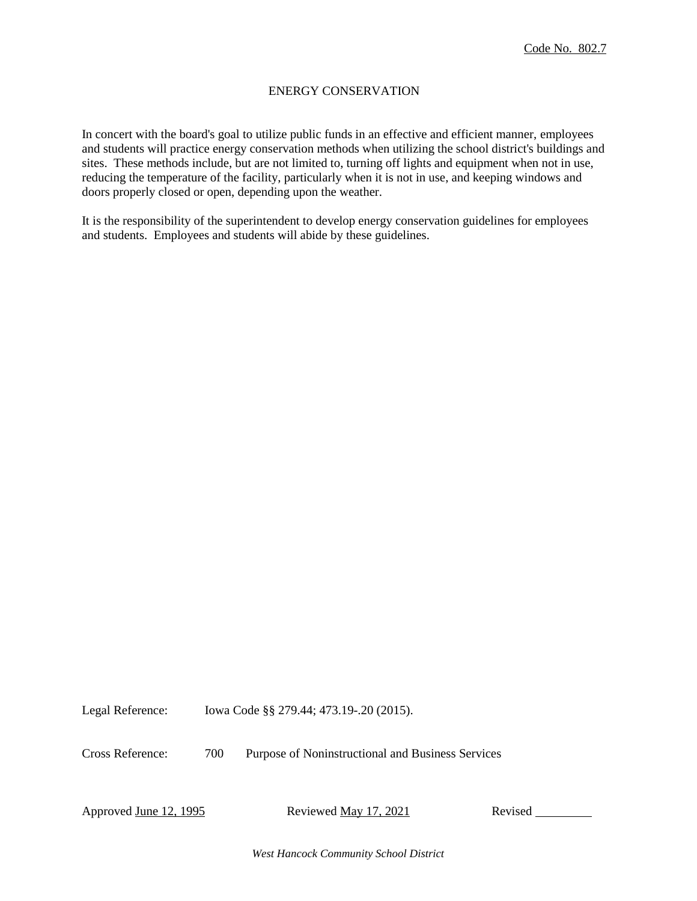Code No. 802.7

# ENERGY CONSERVATION

In concert with the board's goal to utilize public funds in an effective and efficient manner, employees and students will practice energy conservation methods when utilizing the school district's buildings and sites. These methods include, but are not limited to, turning off lights and equipment when not in use, reducing the temperature of the facility, particularly when it is not in use, and keeping windows and doors properly closed or open, depending upon the weather.

It is the responsibility of the superintendent to develop energy conservation guidelines for employees and students. Employees and students will abide by these guidelines.

Legal Reference: Iowa Code §§ 279.44; 473.19-.20 (2015).

Cross Reference: 700 Purpose of Noninstructional and Business Services

Approved June 12, 1995 Reviewed May 17, 2021 Revised _________

*West Hancock Community School District*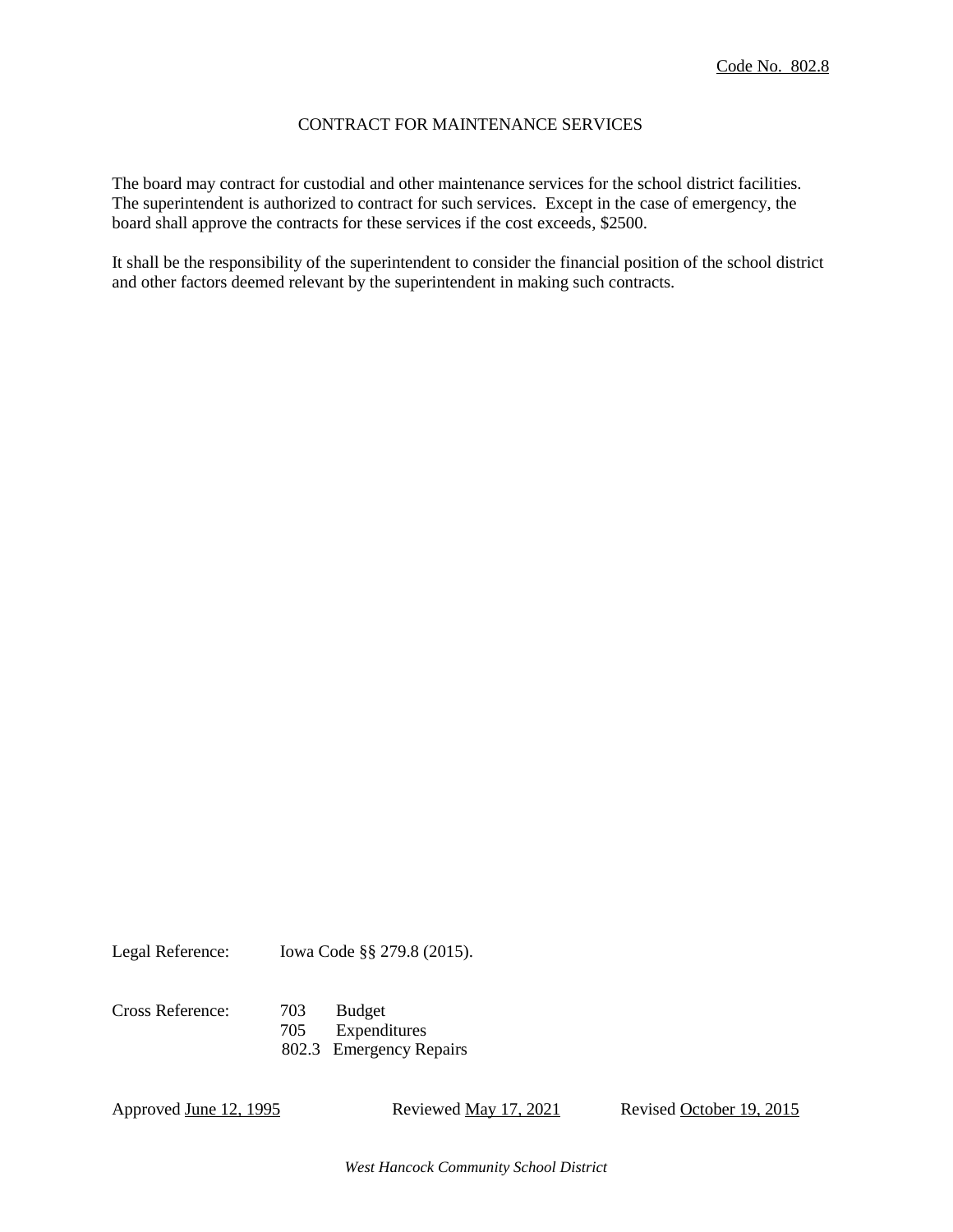Code No. 802.8

# CONTRACT FOR MAINTENANCE SERVICES

The board may contract for custodial and other maintenance services for the school district facilities. The superintendent is authorized to contract for such services. Except in the case of emergency, the board shall approve the contracts for these services if the cost exceeds, $2500.

It shall be the responsibility of the superintendent to consider the financial position of the school district and other factors deemed relevant by the superintendent in making such contracts.

Legal Reference: Iowa Code §§ 279.8 (2015).

Cross Reference:
- 703 Budget
- 705 Expenditures
- 802.3 Emergency Repairs

Approved June 12, 1995 Reviewed May 17, 2021 Revised October 19, 2015

*West Hancock Community School District*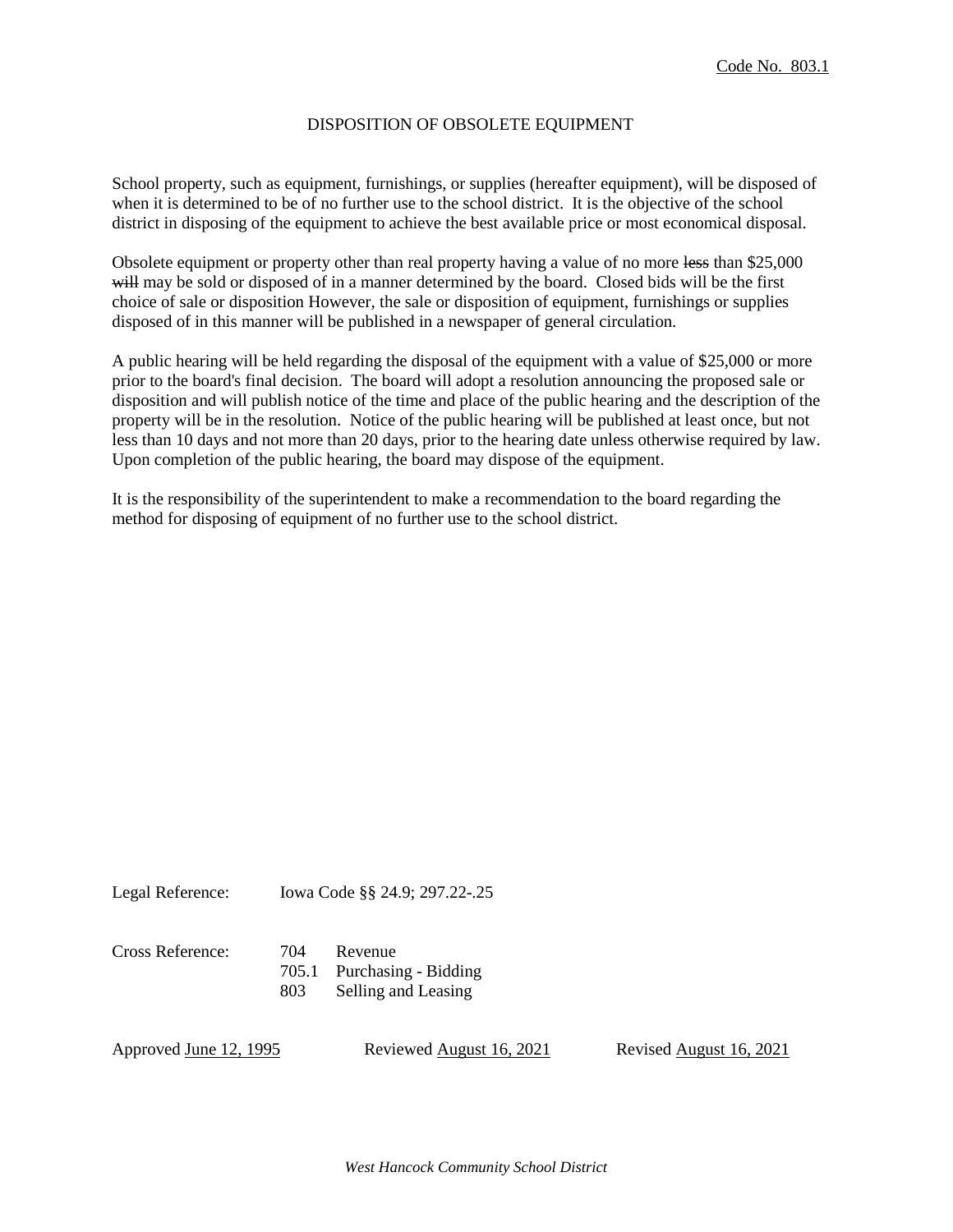Code No. 803.1

# DISPOSITION OF OBSOLETE EQUIPMENT

School property, such as equipment, furnishings, or supplies (hereafter equipment), will be disposed of when it is determined to be of no further use to the school district. It is the objective of the school district in disposing of the equipment to achieve the best available price or most economical disposal.

Obsolete equipment or property other than real property having a value of no more ~~less~~ than $25,000 ~~will~~ may be sold or disposed of in a manner determined by the board. Closed bids will be the first choice of sale or disposition However, the sale or disposition of equipment, furnishings or supplies disposed of in this manner will be published in a newspaper of general circulation.

A public hearing will be held regarding the disposal of the equipment with a value of $25,000 or more prior to the board's final decision. The board will adopt a resolution announcing the proposed sale or disposition and will publish notice of the time and place of the public hearing and the description of the property will be in the resolution. Notice of the public hearing will be published at least once, but not less than 10 days and not more than 20 days, prior to the hearing date unless otherwise required by law. Upon completion of the public hearing, the board may dispose of the equipment.

It is the responsibility of the superintendent to make a recommendation to the board regarding the method for disposing of equipment of no further use to the school district.

Legal Reference: Iowa Code §§ 24.9; 297.22-.25

Cross Reference:
- 704 Revenue
- 705.1 Purchasing - Bidding
- 803 Selling and Leasing

Approved June 12, 1995 | Reviewed August 16, 2021 | Revised August 16, 2021

*West Hancock Community School District*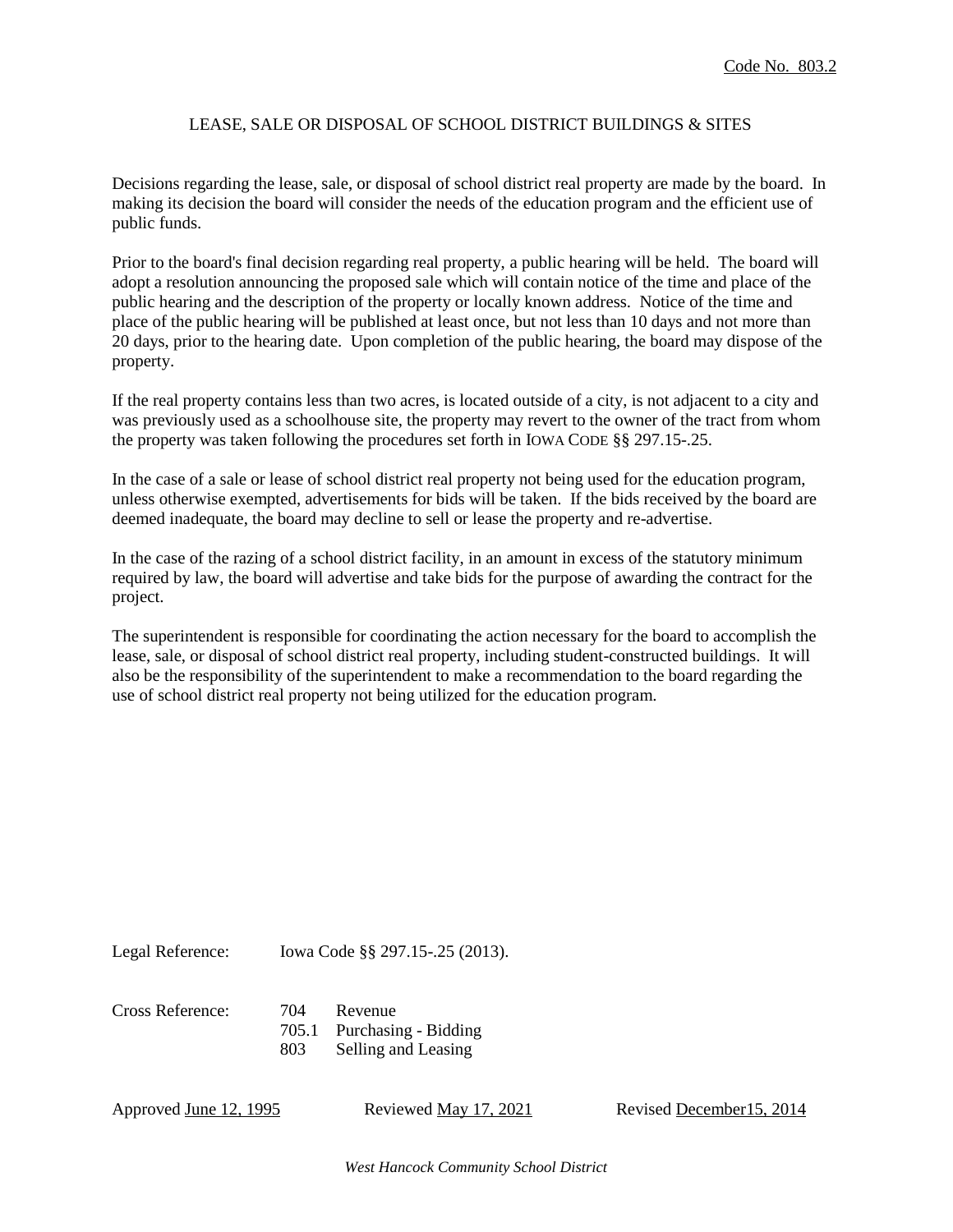Code No. 803.2

# LEASE, SALE OR DISPOSAL OF SCHOOL DISTRICT BUILDINGS & SITES

Decisions regarding the lease, sale, or disposal of school district real property are made by the board. In making its decision the board will consider the needs of the education program and the efficient use of public funds.

Prior to the board's final decision regarding real property, a public hearing will be held. The board will adopt a resolution announcing the proposed sale which will contain notice of the time and place of the public hearing and the description of the property or locally known address. Notice of the time and place of the public hearing will be published at least once, but not less than 10 days and not more than 20 days, prior to the hearing date. Upon completion of the public hearing, the board may dispose of the property.

If the real property contains less than two acres, is located outside of a city, is not adjacent to a city and was previously used as a schoolhouse site, the property may revert to the owner of the tract from whom the property was taken following the procedures set forth in IOWA CODE §§ 297.15-.25.

In the case of a sale or lease of school district real property not being used for the education program, unless otherwise exempted, advertisements for bids will be taken. If the bids received by the board are deemed inadequate, the board may decline to sell or lease the property and re-advertise.

In the case of the razing of a school district facility, in an amount in excess of the statutory minimum required by law, the board will advertise and take bids for the purpose of awarding the contract for the project.

The superintendent is responsible for coordinating the action necessary for the board to accomplish the lease, sale, or disposal of school district real property, including student-constructed buildings. It will also be the responsibility of the superintendent to make a recommendation to the board regarding the use of school district real property not being utilized for the education program.

Legal Reference: Iowa Code §§ 297.15-.25 (2013).

Cross Reference:
- 704 Revenue
- 705.1 Purchasing - Bidding
- 803 Selling and Leasing

Approved June 12, 1995 Reviewed May 17, 2021 Revised December15, 2014

*West Hancock Community School District*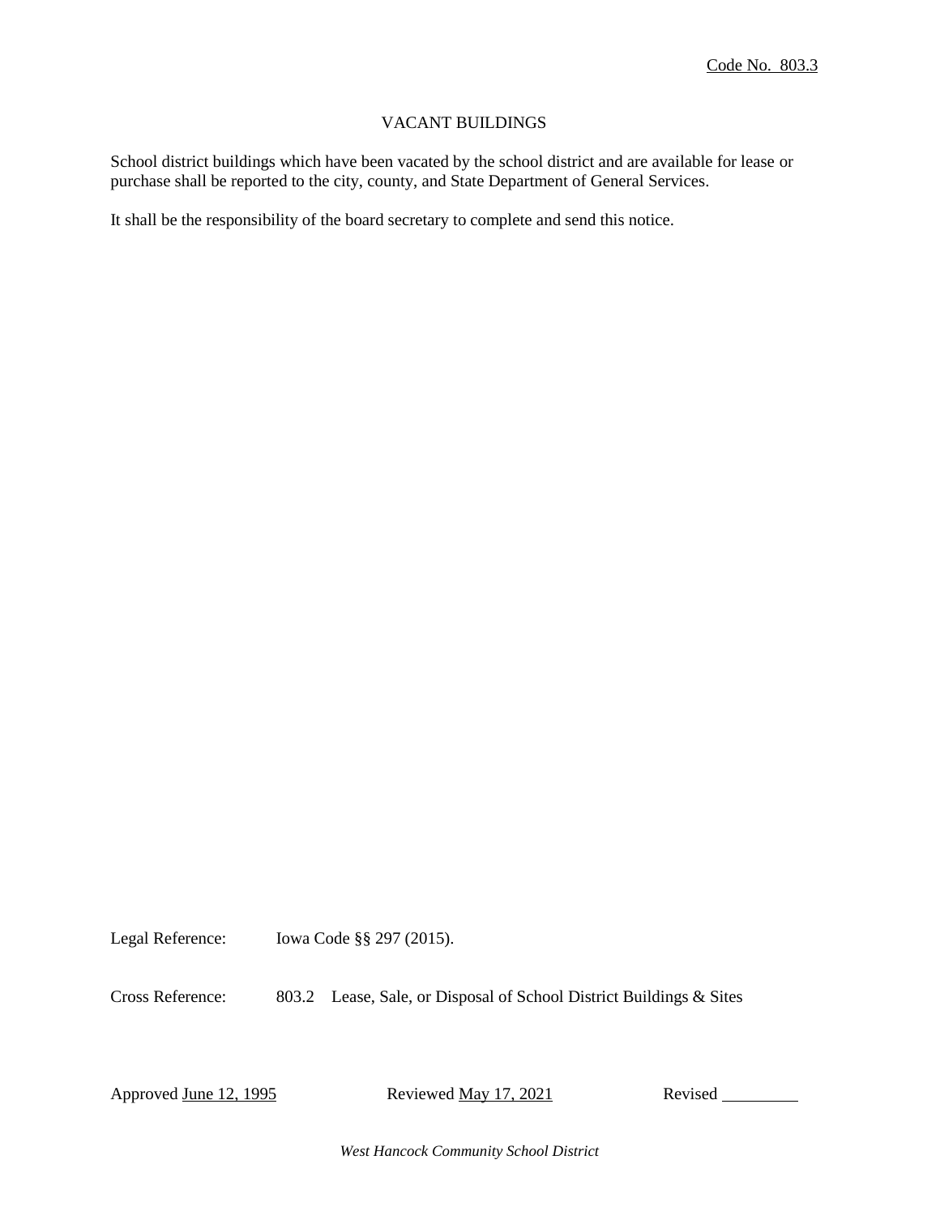Code No. 803.3

# VACANT BUILDINGS

School district buildings which have been vacated by the school district and are available for lease or purchase shall be reported to the city, county, and State Department of General Services.

It shall be the responsibility of the board secretary to complete and send this notice.

Legal Reference: Iowa Code §§ 297 (2015).

Cross Reference: 803.2 Lease, Sale, or Disposal of School District Buildings & Sites

Approved June 12, 1995 Reviewed May 17, 2021 Revised _________

*West Hancock Community School District*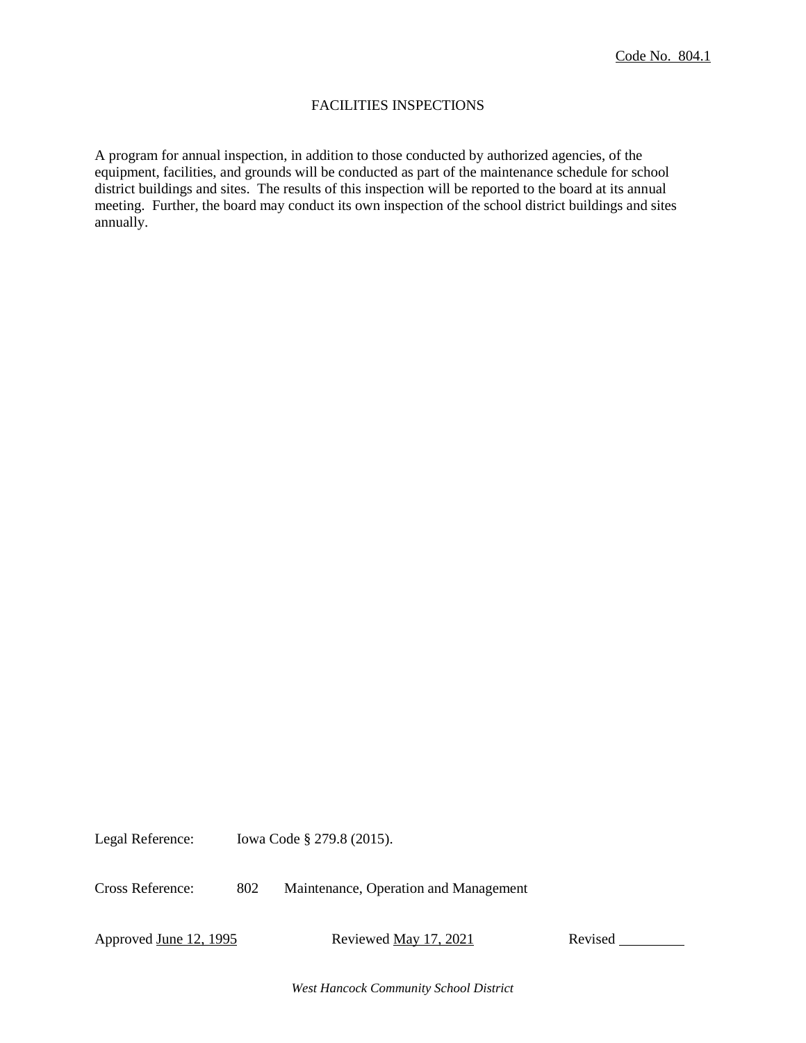Code No. 804.1

# FACILITIES INSPECTIONS

A program for annual inspection, in addition to those conducted by authorized agencies, of the equipment, facilities, and grounds will be conducted as part of the maintenance schedule for school district buildings and sites. The results of this inspection will be reported to the board at its annual meeting. Further, the board may conduct its own inspection of the school district buildings and sites annually.

Legal Reference: Iowa Code § 279.8 (2015).

Cross Reference: 802 Maintenance, Operation and Management

Approved June 12, 1995 Reviewed May 17, 2021 Revised \_\_\_\_\_\_\_\_\_

*West Hancock Community School District*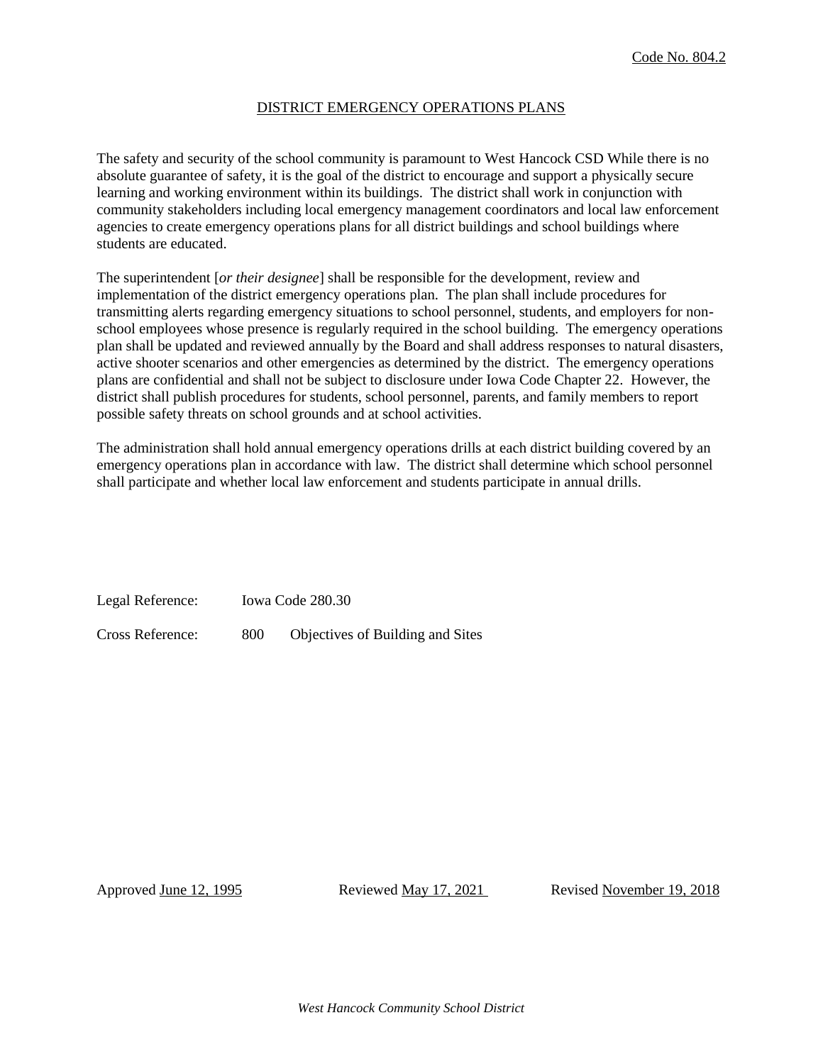Code No. 804.2

# DISTRICT EMERGENCY OPERATIONS PLANS

The safety and security of the school community is paramount to West Hancock CSD While there is no absolute guarantee of safety, it is the goal of the district to encourage and support a physically secure learning and working environment within its buildings. The district shall work in conjunction with community stakeholders including local emergency management coordinators and local law enforcement agencies to create emergency operations plans for all district buildings and school buildings where students are educated.

The superintendent [*or their designee*] shall be responsible for the development, review and implementation of the district emergency operations plan. The plan shall include procedures for transmitting alerts regarding emergency situations to school personnel, students, and employers for non-school employees whose presence is regularly required in the school building. The emergency operations plan shall be updated and reviewed annually by the Board and shall address responses to natural disasters, active shooter scenarios and other emergencies as determined by the district. The emergency operations plans are confidential and shall not be subject to disclosure under Iowa Code Chapter 22. However, the district shall publish procedures for students, school personnel, parents, and family members to report possible safety threats on school grounds and at school activities.

The administration shall hold annual emergency operations drills at each district building covered by an emergency operations plan in accordance with law. The district shall determine which school personnel shall participate and whether local law enforcement and students participate in annual drills.

Legal Reference: Iowa Code 280.30

Cross Reference: 800 Objectives of Building and Sites

Approved June 12, 1995 Reviewed May 17, 2021 Revised November 19, 2018

*West Hancock Community School District*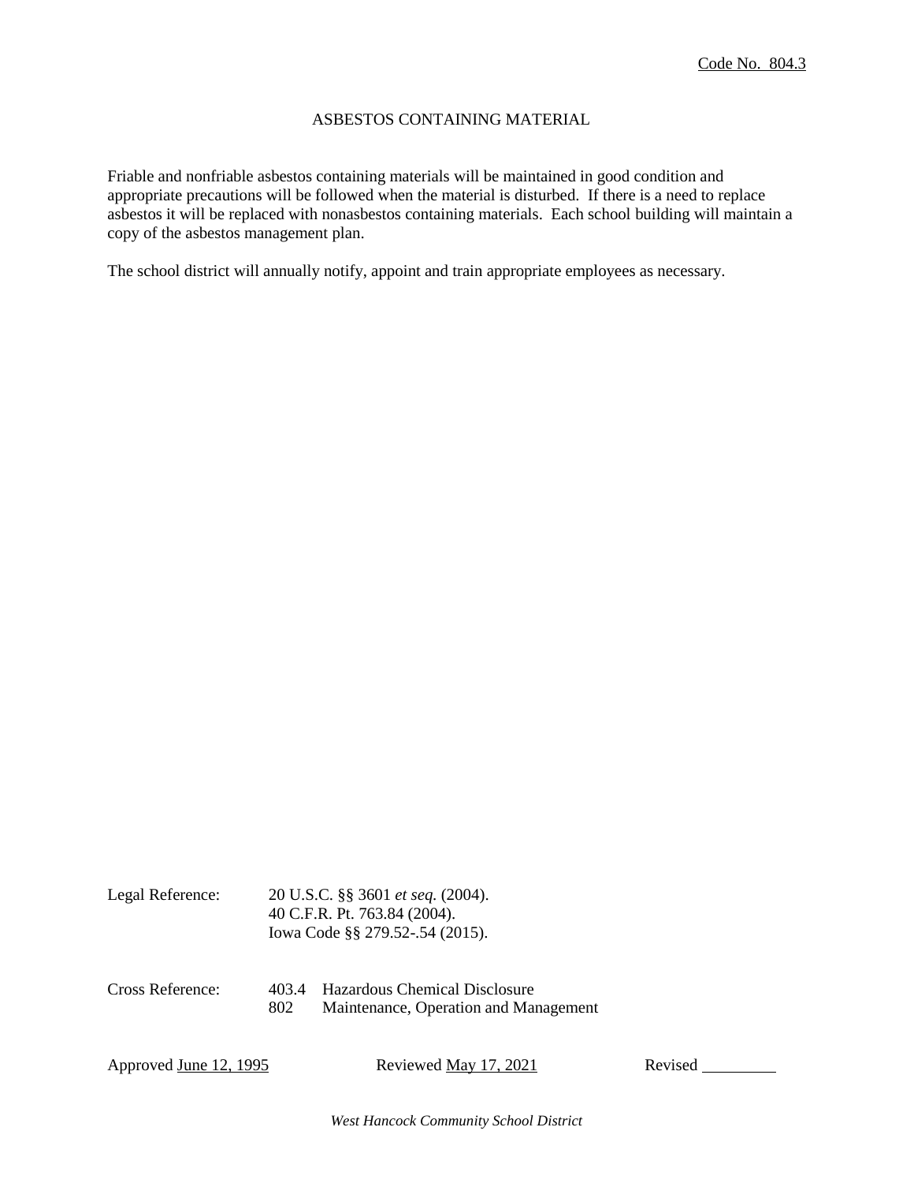Code No. 804.3

# ASBESTOS CONTAINING MATERIAL

Friable and nonfriable asbestos containing materials will be maintained in good condition and appropriate precautions will be followed when the material is disturbed. If there is a need to replace asbestos it will be replaced with nonasbestos containing materials. Each school building will maintain a copy of the asbestos management plan.

The school district will annually notify, appoint and train appropriate employees as necessary.

Legal Reference: 20 U.S.C. §§ 3601 *et seq.* (2004).
40 C.F.R. Pt. 763.84 (2004).
Iowa Code §§ 279.52-.54 (2015).

Cross Reference: 403.4 Hazardous Chemical Disclosure
802 Maintenance, Operation and Management

Approved June 12, 1995 Reviewed May 17, 2021 Revised _________

*West Hancock Community School District*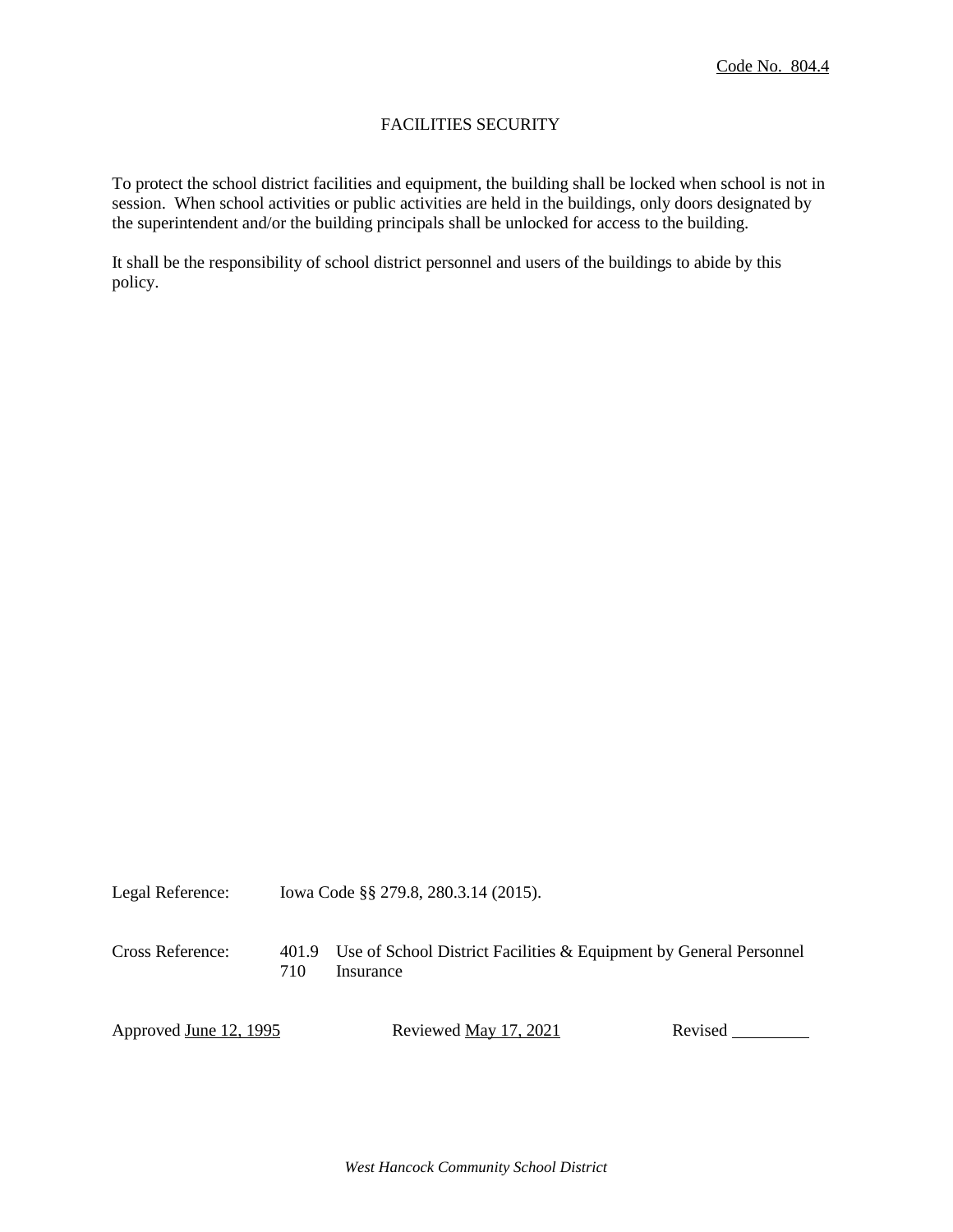Code No. 804.4

# FACILITIES SECURITY

To protect the school district facilities and equipment, the building shall be locked when school is not in session. When school activities or public activities are held in the buildings, only doors designated by the superintendent and/or the building principals shall be unlocked for access to the building.

It shall be the responsibility of school district personnel and users of the buildings to abide by this policy.

Legal Reference: Iowa Code §§ 279.8, 280.3.14 (2015).

Cross Reference:
- 401.9 Use of School District Facilities & Equipment by General Personnel
- 710 Insurance

Approved June 12, 1995 Reviewed May 17, 2021 Revised ________

*West Hancock Community School District*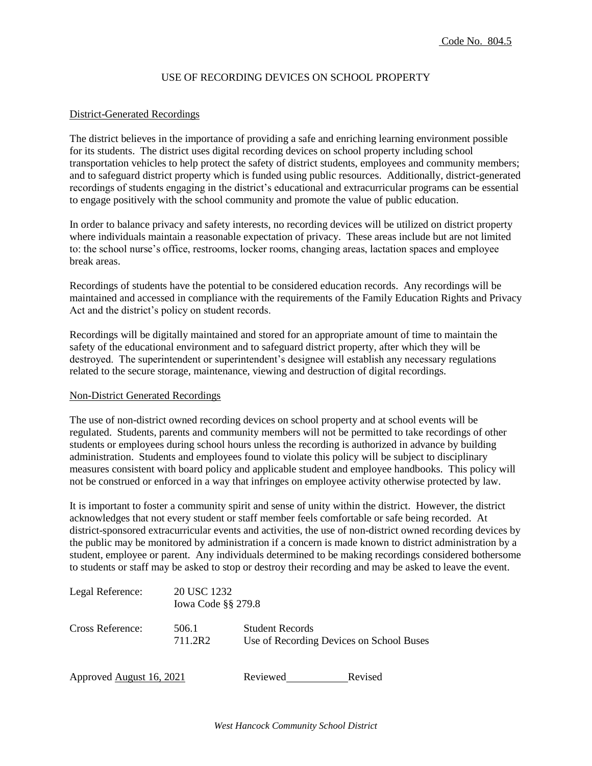Code No. 804.5

# USE OF RECORDING DEVICES ON SCHOOL PROPERTY

## District-Generated Recordings

The district believes in the importance of providing a safe and enriching learning environment possible for its students. The district uses digital recording devices on school property including school transportation vehicles to help protect the safety of district students, employees and community members; and to safeguard district property which is funded using public resources. Additionally, district-generated recordings of students engaging in the district's educational and extracurricular programs can be essential to engage positively with the school community and promote the value of public education.

In order to balance privacy and safety interests, no recording devices will be utilized on district property where individuals maintain a reasonable expectation of privacy. These areas include but are not limited to: the school nurse's office, restrooms, locker rooms, changing areas, lactation spaces and employee break areas.

Recordings of students have the potential to be considered education records. Any recordings will be maintained and accessed in compliance with the requirements of the Family Education Rights and Privacy Act and the district's policy on student records.

Recordings will be digitally maintained and stored for an appropriate amount of time to maintain the safety of the educational environment and to safeguard district property, after which they will be destroyed. The superintendent or superintendent's designee will establish any necessary regulations related to the secure storage, maintenance, viewing and destruction of digital recordings.

## Non-District Generated Recordings

The use of non-district owned recording devices on school property and at school events will be regulated. Students, parents and community members will not be permitted to take recordings of other students or employees during school hours unless the recording is authorized in advance by building administration. Students and employees found to violate this policy will be subject to disciplinary measures consistent with board policy and applicable student and employee handbooks. This policy will not be construed or enforced in a way that infringes on employee activity otherwise protected by law.

It is important to foster a community spirit and sense of unity within the district. However, the district acknowledges that not every student or staff member feels comfortable or safe being recorded. At district-sponsored extracurricular events and activities, the use of non-district owned recording devices by the public may be monitored by administration if a concern is made known to district administration by a student, employee or parent. Any individuals determined to be making recordings considered bothersome to students or staff may be asked to stop or destroy their recording and may be asked to leave the event.

Legal Reference: 20 USC 1232
Iowa Code §§ 279.8

Cross Reference: 506.1 Student Records
711.2R2 Use of Recording Devices on School Buses

Approved August 16, 2021 Reviewed\_\_\_\_\_\_\_\_\_\_\_ Revised

*West Hancock Community School District*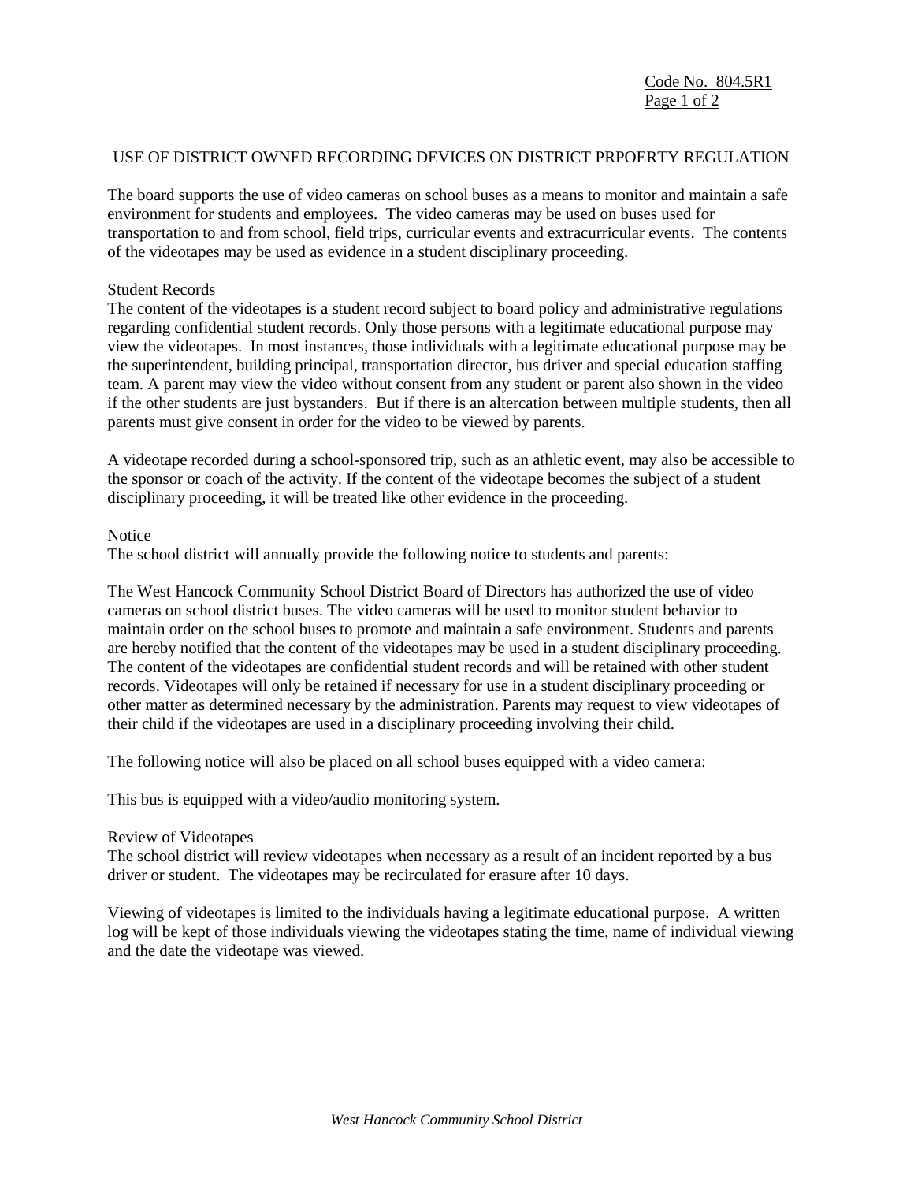Code No. 804.5R1

# USE OF DISTRICT OWNED RECORDING DEVICES ON DISTRICT PRPOERTY REGULATION

The board supports the use of video cameras on school buses as a means to monitor and maintain a safe environment for students and employees. The video cameras may be used on buses used for transportation to and from school, field trips, curricular events and extracurricular events. The contents of the videotapes may be used as evidence in a student disciplinary proceeding.

## Student Records

The content of the videotapes is a student record subject to board policy and administrative regulations regarding confidential student records. Only those persons with a legitimate educational purpose may view the videotapes. In most instances, those individuals with a legitimate educational purpose may be the superintendent, building principal, transportation director, bus driver and special education staffing team. A parent may view the video without consent from any student or parent also shown in the video if the other students are just bystanders. But if there is an altercation between multiple students, then all parents must give consent in order for the video to be viewed by parents.

A videotape recorded during a school-sponsored trip, such as an athletic event, may also be accessible to the sponsor or coach of the activity. If the content of the videotape becomes the subject of a student disciplinary proceeding, it will be treated like other evidence in the proceeding.

## Notice

The school district will annually provide the following notice to students and parents:

The West Hancock Community School District Board of Directors has authorized the use of video cameras on school district buses. The video cameras will be used to monitor student behavior to maintain order on the school buses to promote and maintain a safe environment. Students and parents are hereby notified that the content of the videotapes may be used in a student disciplinary proceeding. The content of the videotapes are confidential student records and will be retained with other student records. Videotapes will only be retained if necessary for use in a student disciplinary proceeding or other matter as determined necessary by the administration. Parents may request to view videotapes of their child if the videotapes are used in a disciplinary proceeding involving their child.

The following notice will also be placed on all school buses equipped with a video camera:

This bus is equipped with a video/audio monitoring system.

## Review of Videotapes

The school district will review videotapes when necessary as a result of an incident reported by a bus driver or student. The videotapes may be recirculated for erasure after 10 days.

Viewing of videotapes is limited to the individuals having a legitimate educational purpose. A written log will be kept of those individuals viewing the videotapes stating the time, name of individual viewing and the date the videotape was viewed.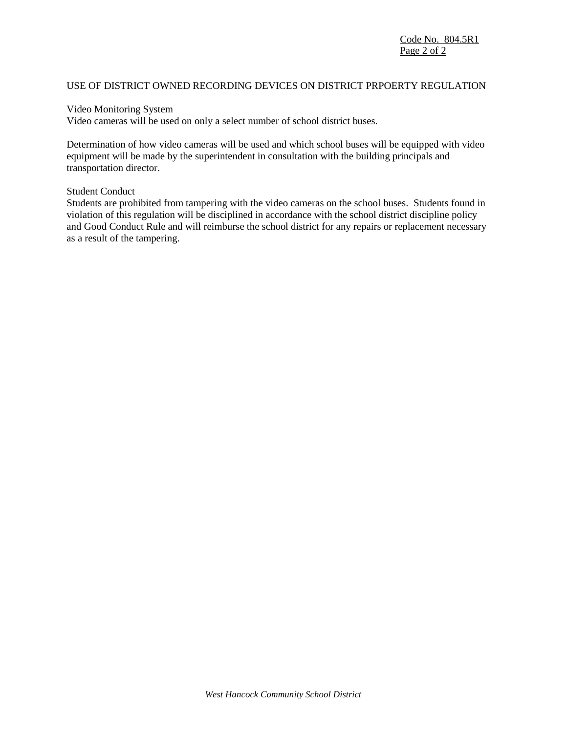Code No. 804.5R1

USE OF DISTRICT OWNED RECORDING DEVICES ON DISTRICT PRPOERTY REGULATION

Video Monitoring System
Video cameras will be used on only a select number of school district buses.

Determination of how video cameras will be used and which school buses will be equipped with video equipment will be made by the superintendent in consultation with the building principals and transportation director.

Student Conduct
Students are prohibited from tampering with the video cameras on the school buses. Students found in violation of this regulation will be disciplined in accordance with the school district discipline policy and Good Conduct Rule and will reimburse the school district for any repairs or replacement necessary as a result of the tampering.